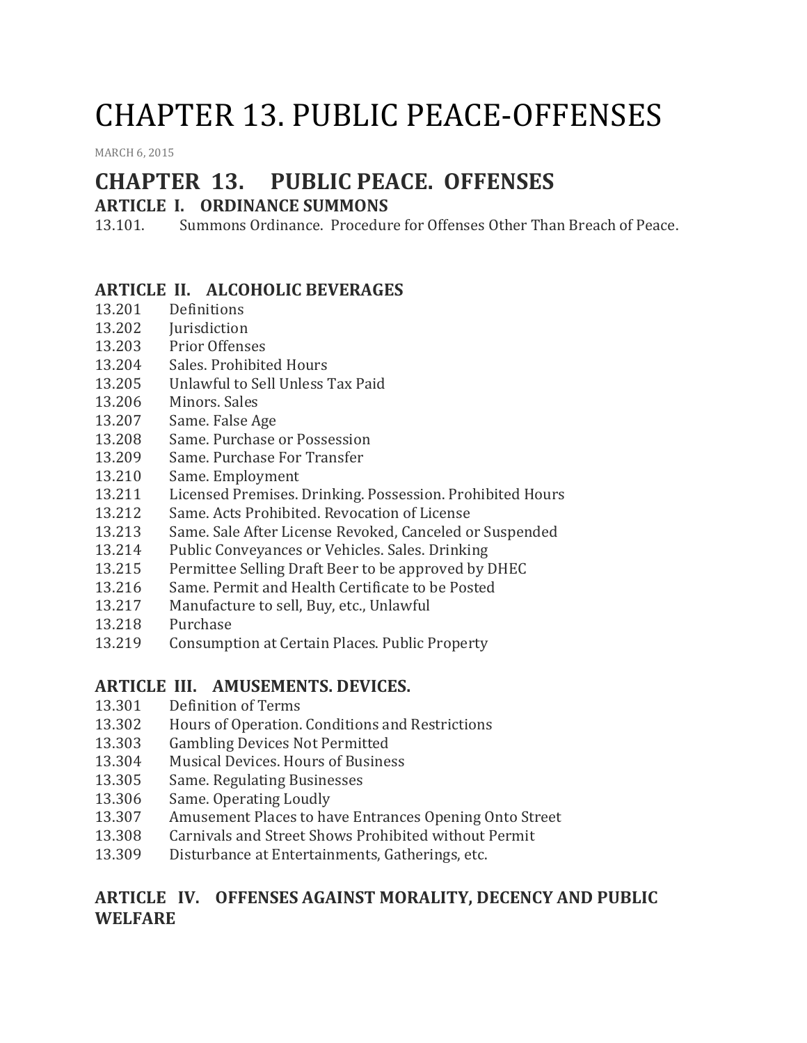# CHAPTER 13. PUBLIC PEACE-OFFENSES

MARCH 6, 2015

## CHAPTER 13. PUBLIC PEACE. OFFENSES

### ARTICLE I. ORDINANCE SUMMONS

13.101. Summons Ordinance. Procedure for Offenses Other Than Breach of Peace.

### ARTICLE II. ALCOHOLIC BEVERAGES

13.201 Definitions
13.202 Jurisdiction
13.203 Prior Offenses
13.204 Sales. Prohibited Hours
13.205 Unlawful to Sell Unless Tax Paid
13.206 Minors. Sales
13.207 Same. False Age
13.208 Same. Purchase or Possession
13.209 Same. Purchase For Transfer
13.210 Same. Employment
13.211 Licensed Premises. Drinking. Possession. Prohibited Hours
13.212 Same. Acts Prohibited. Revocation of License
13.213 Same. Sale After License Revoked, Canceled or Suspended
13.214 Public Conveyances or Vehicles. Sales. Drinking
13.215 Permittee Selling Draft Beer to be approved by DHEC
13.216 Same. Permit and Health Certificate to be Posted
13.217 Manufacture to sell, Buy, etc., Unlawful
13.218 Purchase
13.219 Consumption at Certain Places. Public Property

### ARTICLE III. AMUSEMENTS. DEVICES.

13.301 Definition of Terms
13.302 Hours of Operation. Conditions and Restrictions
13.303 Gambling Devices Not Permitted
13.304 Musical Devices. Hours of Business
13.305 Same. Regulating Businesses
13.306 Same. Operating Loudly
13.307 Amusement Places to have Entrances Opening Onto Street
13.308 Carnivals and Street Shows Prohibited without Permit
13.309 Disturbance at Entertainments, Gatherings, etc.

### ARTICLE IV. OFFENSES AGAINST MORALITY, DECENCY AND PUBLIC WELFARE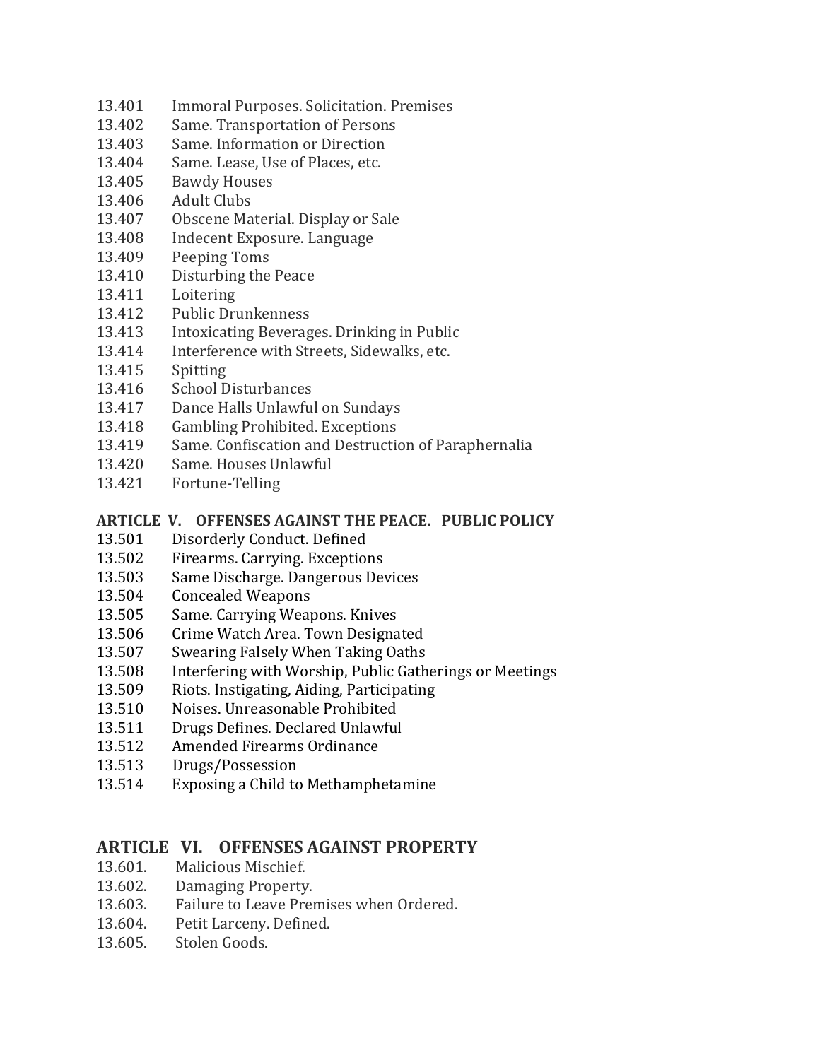13.401 Immoral Purposes. Solicitation. Premises
13.402 Same. Transportation of Persons
13.403 Same. Information or Direction
13.404 Same. Lease, Use of Places, etc.
13.405 Bawdy Houses
13.406 Adult Clubs
13.407 Obscene Material. Display or Sale
13.408 Indecent Exposure. Language
13.409 Peeping Toms
13.410 Disturbing the Peace
13.411 Loitering
13.412 Public Drunkenness
13.413 Intoxicating Beverages. Drinking in Public
13.414 Interference with Streets, Sidewalks, etc.
13.415 Spitting
13.416 School Disturbances
13.417 Dance Halls Unlawful on Sundays
13.418 Gambling Prohibited. Exceptions
13.419 Same. Confiscation and Destruction of Paraphernalia
13.420 Same. Houses Unlawful
13.421 Fortune-Telling

**ARTICLE V. OFFENSES AGAINST THE PEACE. PUBLIC POLICY**

13.501 Disorderly Conduct. Defined
13.502 Firearms. Carrying. Exceptions
13.503 Same Discharge. Dangerous Devices
13.504 Concealed Weapons
13.505 Same. Carrying Weapons. Knives
13.506 Crime Watch Area. Town Designated
13.507 Swearing Falsely When Taking Oaths
13.508 Interfering with Worship, Public Gatherings or Meetings
13.509 Riots. Instigating, Aiding, Participating
13.510 Noises. Unreasonable Prohibited
13.511 Drugs Defines. Declared Unlawful
13.512 Amended Firearms Ordinance
13.513 Drugs/Possession
13.514 Exposing a Child to Methamphetamine

## ARTICLE VI. OFFENSES AGAINST PROPERTY

13.601. Malicious Mischief.
13.602. Damaging Property.
13.603. Failure to Leave Premises when Ordered.
13.604. Petit Larceny. Defined.
13.605. Stolen Goods.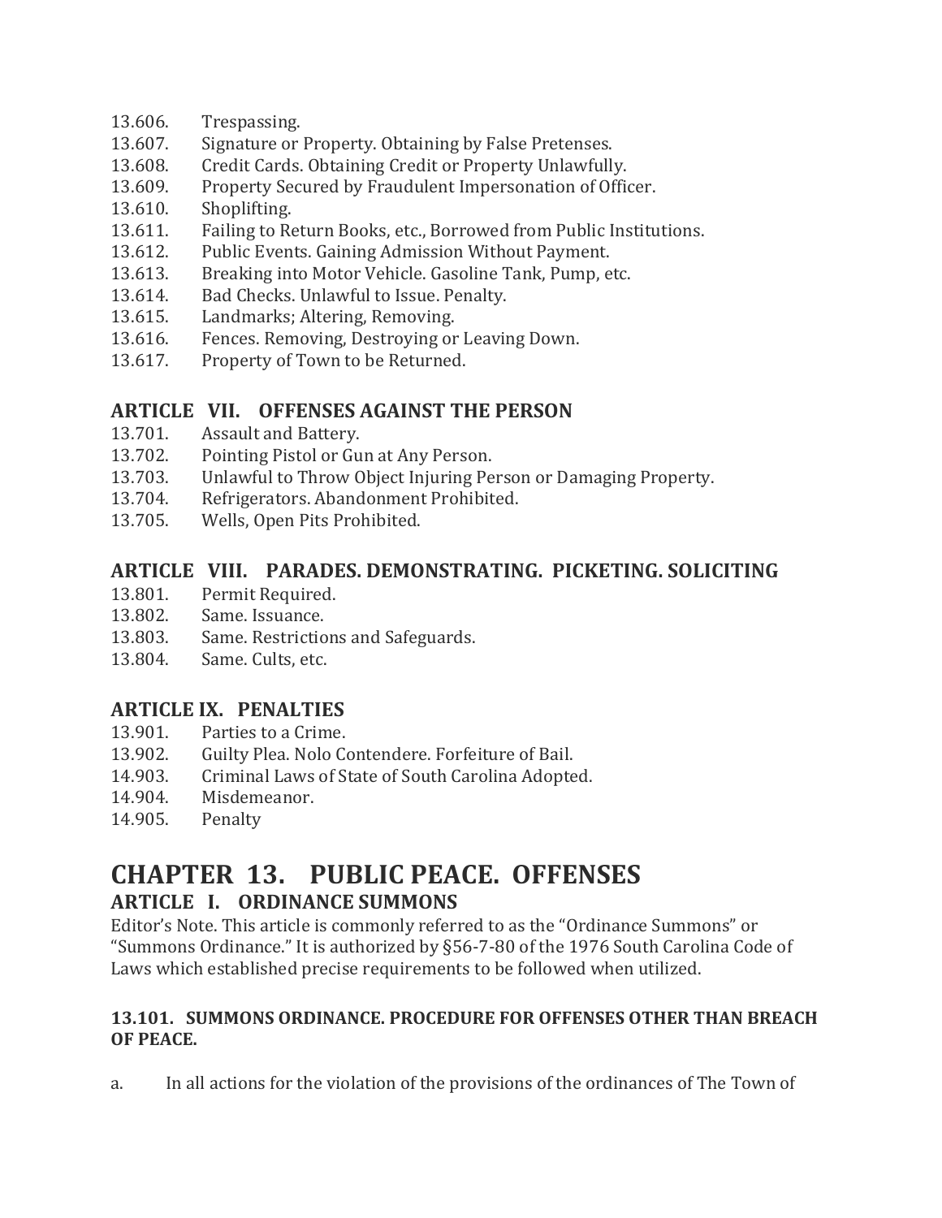13.606. Trespassing.
13.607. Signature or Property. Obtaining by False Pretenses.
13.608. Credit Cards. Obtaining Credit or Property Unlawfully.
13.609. Property Secured by Fraudulent Impersonation of Officer.
13.610. Shoplifting.
13.611. Failing to Return Books, etc., Borrowed from Public Institutions.
13.612. Public Events. Gaining Admission Without Payment.
13.613. Breaking into Motor Vehicle. Gasoline Tank, Pump, etc.
13.614. Bad Checks. Unlawful to Issue. Penalty.
13.615. Landmarks; Altering, Removing.
13.616. Fences. Removing, Destroying or Leaving Down.
13.617. Property of Town to be Returned.

### ARTICLE VII. OFFENSES AGAINST THE PERSON

13.701. Assault and Battery.
13.702. Pointing Pistol or Gun at Any Person.
13.703. Unlawful to Throw Object Injuring Person or Damaging Property.
13.704. Refrigerators. Abandonment Prohibited.
13.705. Wells, Open Pits Prohibited.

### ARTICLE VIII. PARADES. DEMONSTRATING. PICKETING. SOLICITING

13.801. Permit Required.
13.802. Same. Issuance.
13.803. Same. Restrictions and Safeguards.
13.804. Same. Cults, etc.

### ARTICLE IX. PENALTIES

13.901. Parties to a Crime.
13.902. Guilty Plea. Nolo Contendere. Forfeiture of Bail.
14.903. Criminal Laws of State of South Carolina Adopted.
14.904. Misdemeanor.
14.905. Penalty

# CHAPTER 13. PUBLIC PEACE. OFFENSES

## ARTICLE I. ORDINANCE SUMMONS

Editor's Note. This article is commonly referred to as the "Ordinance Summons" or "Summons Ordinance." It is authorized by §56-7-80 of the 1976 South Carolina Code of Laws which established precise requirements to be followed when utilized.

#### 13.101. SUMMONS ORDINANCE. PROCEDURE FOR OFFENSES OTHER THAN BREACH OF PEACE.

a. In all actions for the violation of the provisions of the ordinances of The Town of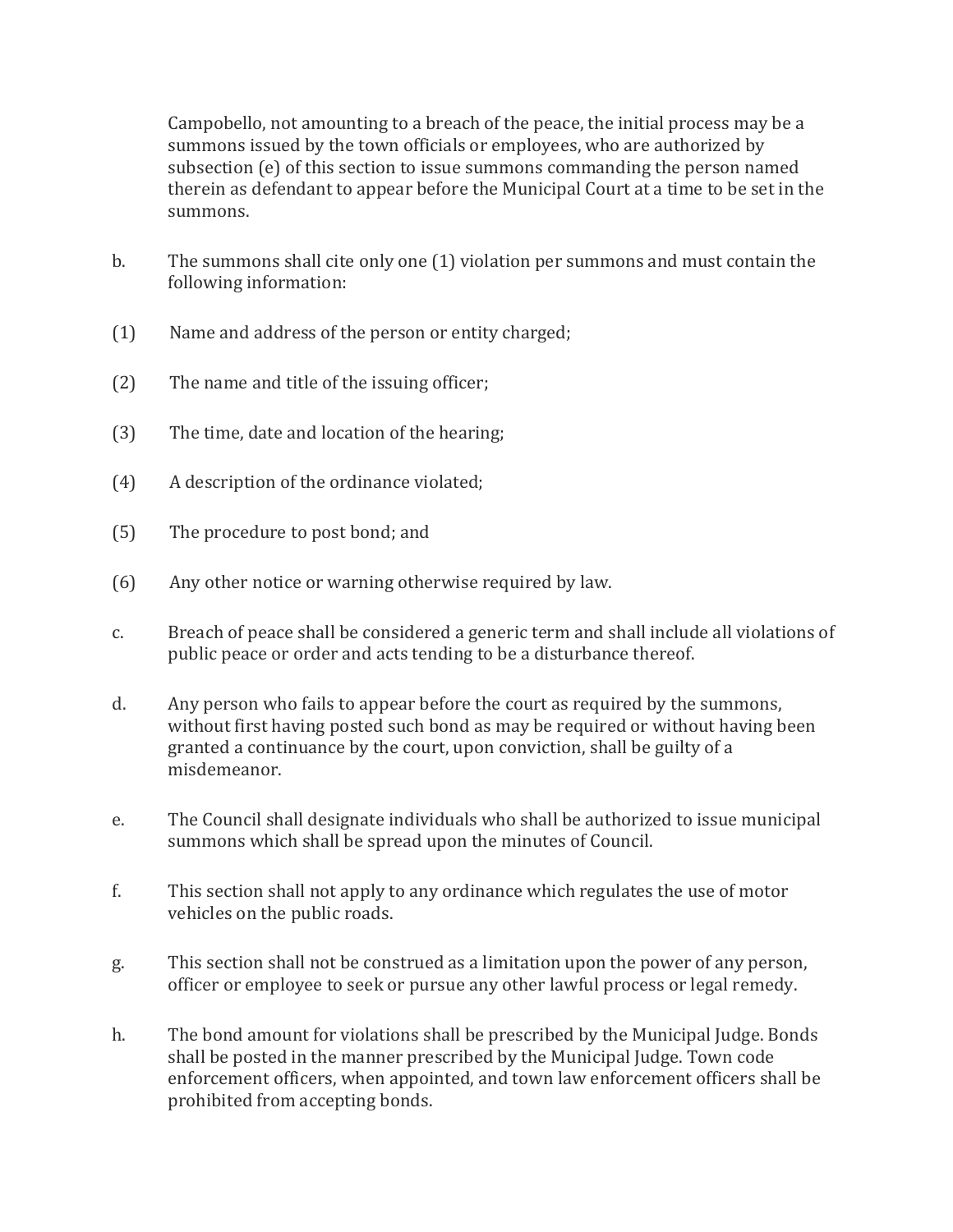Campobello, not amounting to a breach of the peace, the initial process may be a summons issued by the town officials or employees, who are authorized by subsection (e) of this section to issue summons commanding the person named therein as defendant to appear before the Municipal Court at a time to be set in the summons.

b. The summons shall cite only one (1) violation per summons and must contain the following information:

(1) Name and address of the person or entity charged;

(2) The name and title of the issuing officer;

(3) The time, date and location of the hearing;

(4) A description of the ordinance violated;

(5) The procedure to post bond; and

(6) Any other notice or warning otherwise required by law.

c. Breach of peace shall be considered a generic term and shall include all violations of public peace or order and acts tending to be a disturbance thereof.

d. Any person who fails to appear before the court as required by the summons, without first having posted such bond as may be required or without having been granted a continuance by the court, upon conviction, shall be guilty of a misdemeanor.

e. The Council shall designate individuals who shall be authorized to issue municipal summons which shall be spread upon the minutes of Council.

f. This section shall not apply to any ordinance which regulates the use of motor vehicles on the public roads.

g. This section shall not be construed as a limitation upon the power of any person, officer or employee to seek or pursue any other lawful process or legal remedy.

h. The bond amount for violations shall be prescribed by the Municipal Judge. Bonds shall be posted in the manner prescribed by the Municipal Judge. Town code enforcement officers, when appointed, and town law enforcement officers shall be prohibited from accepting bonds.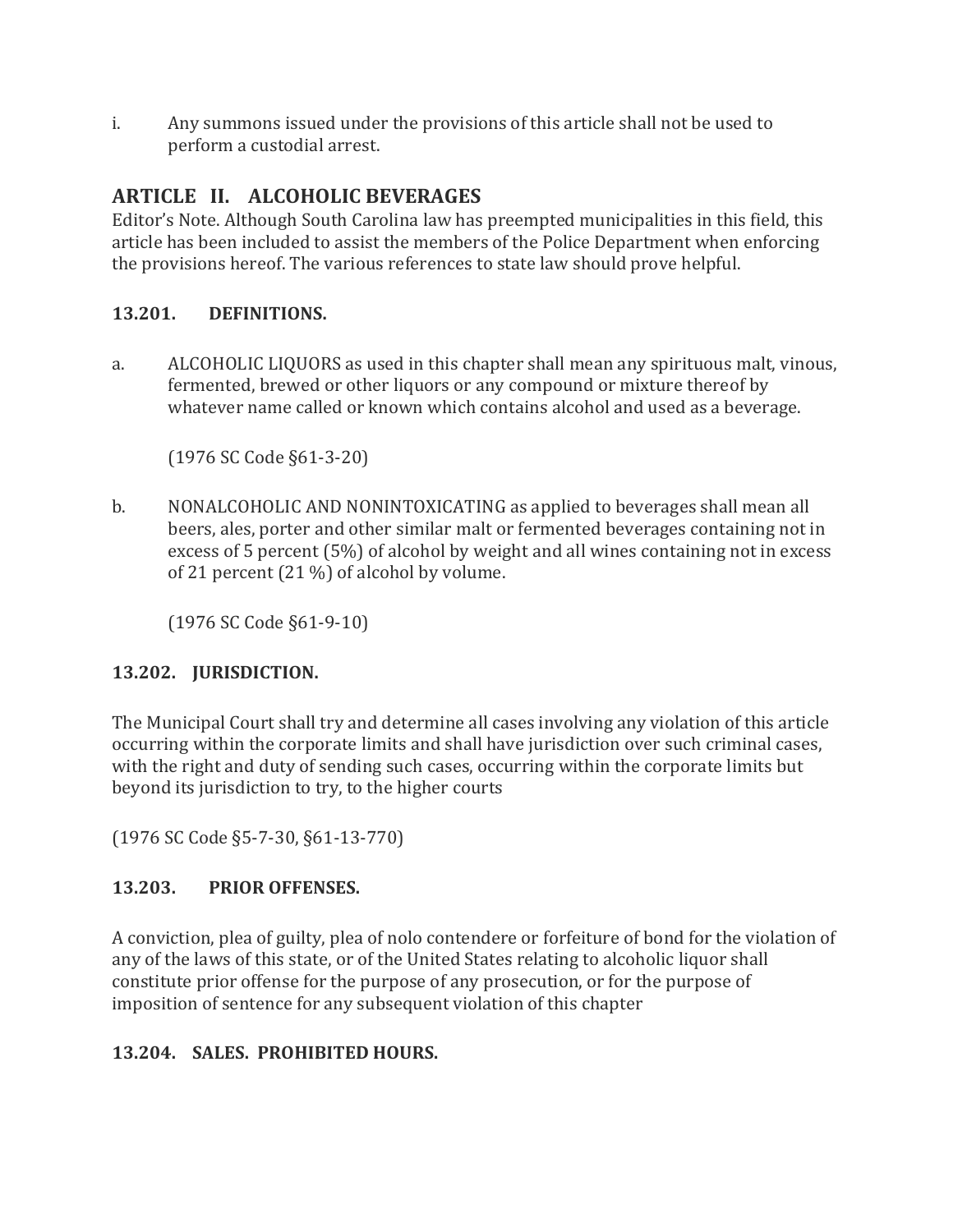i. Any summons issued under the provisions of this article shall not be used to perform a custodial arrest.

## ARTICLE II. ALCOHOLIC BEVERAGES

Editor's Note. Although South Carolina law has preempted municipalities in this field, this article has been included to assist the members of the Police Department when enforcing the provisions hereof. The various references to state law should prove helpful.

### 13.201. DEFINITIONS.

a. ALCOHOLIC LIQUORS as used in this chapter shall mean any spirituous malt, vinous, fermented, brewed or other liquors or any compound or mixture thereof by whatever name called or known which contains alcohol and used as a beverage.

(1976 SC Code §61-3-20)

b. NONALCOHOLIC AND NONINTOXICATING as applied to beverages shall mean all beers, ales, porter and other similar malt or fermented beverages containing not in excess of 5 percent (5%) of alcohol by weight and all wines containing not in excess of 21 percent (21 %) of alcohol by volume.

(1976 SC Code §61-9-10)

### 13.202. JURISDICTION.

The Municipal Court shall try and determine all cases involving any violation of this article occurring within the corporate limits and shall have jurisdiction over such criminal cases, with the right and duty of sending such cases, occurring within the corporate limits but beyond its jurisdiction to try, to the higher courts

(1976 SC Code §5-7-30, §61-13-770)

### 13.203. PRIOR OFFENSES.

A conviction, plea of guilty, plea of nolo contendere or forfeiture of bond for the violation of any of the laws of this state, or of the United States relating to alcoholic liquor shall constitute prior offense for the purpose of any prosecution, or for the purpose of imposition of sentence for any subsequent violation of this chapter

### 13.204. SALES. PROHIBITED HOURS.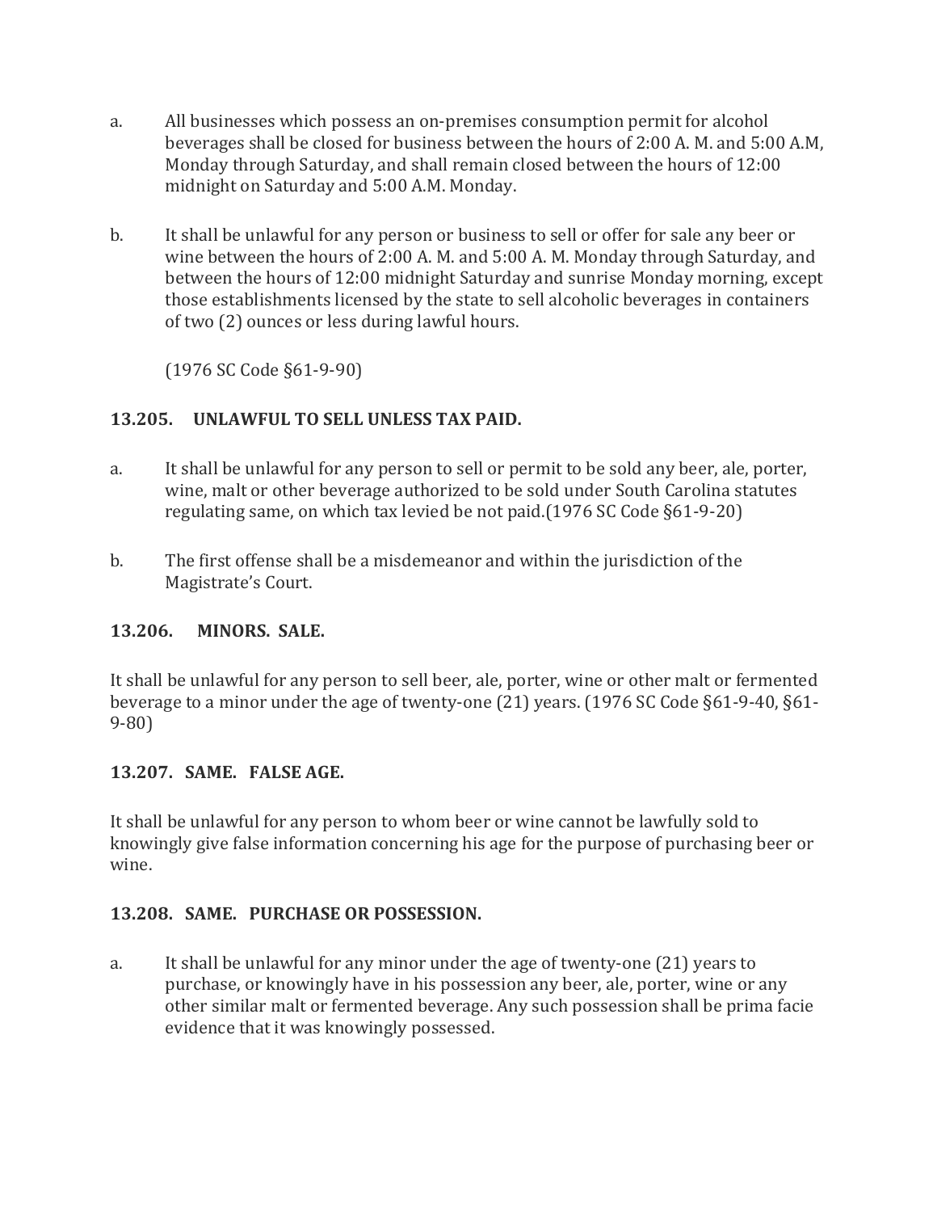a. All businesses which possess an on-premises consumption permit for alcohol beverages shall be closed for business between the hours of 2:00 A. M. and 5:00 A.M, Monday through Saturday, and shall remain closed between the hours of 12:00 midnight on Saturday and 5:00 A.M. Monday.

b. It shall be unlawful for any person or business to sell or offer for sale any beer or wine between the hours of 2:00 A. M. and 5:00 A. M. Monday through Saturday, and between the hours of 12:00 midnight Saturday and sunrise Monday morning, except those establishments licensed by the state to sell alcoholic beverages in containers of two (2) ounces or less during lawful hours.

(1976 SC Code §61-9-90)

### 13.205. UNLAWFUL TO SELL UNLESS TAX PAID.

a. It shall be unlawful for any person to sell or permit to be sold any beer, ale, porter, wine, malt or other beverage authorized to be sold under South Carolina statutes regulating same, on which tax levied be not paid.(1976 SC Code §61-9-20)

b. The first offense shall be a misdemeanor and within the jurisdiction of the Magistrate's Court.

### 13.206. MINORS. SALE.

It shall be unlawful for any person to sell beer, ale, porter, wine or other malt or fermented beverage to a minor under the age of twenty-one (21) years. (1976 SC Code §61-9-40, §61-9-80)

### 13.207. SAME. FALSE AGE.

It shall be unlawful for any person to whom beer or wine cannot be lawfully sold to knowingly give false information concerning his age for the purpose of purchasing beer or wine.

### 13.208. SAME. PURCHASE OR POSSESSION.

a. It shall be unlawful for any minor under the age of twenty-one (21) years to purchase, or knowingly have in his possession any beer, ale, porter, wine or any other similar malt or fermented beverage. Any such possession shall be prima facie evidence that it was knowingly possessed.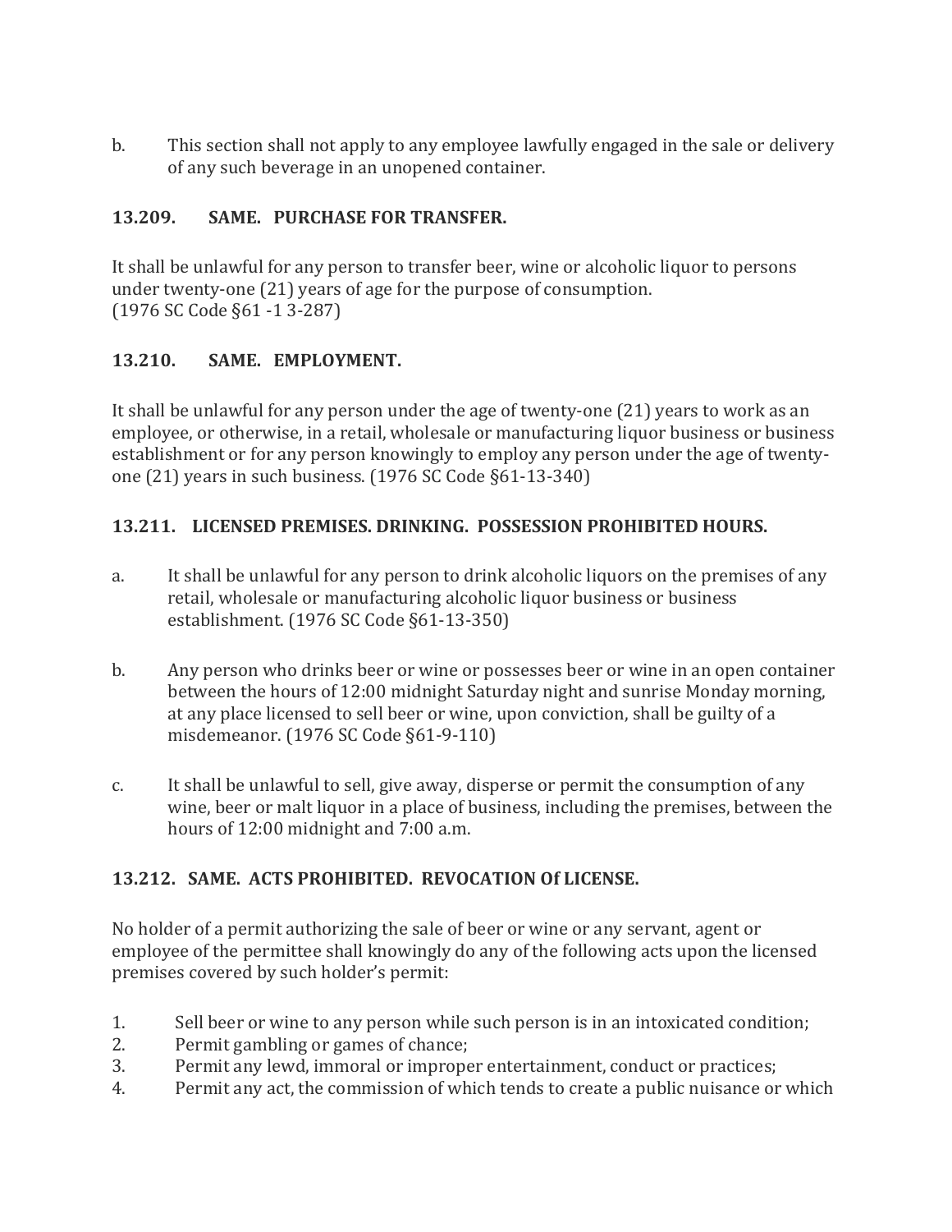b. This section shall not apply to any employee lawfully engaged in the sale or delivery of any such beverage in an unopened container.

**13.209. SAME. PURCHASE FOR TRANSFER.**

It shall be unlawful for any person to transfer beer, wine or alcoholic liquor to persons under twenty-one (21) years of age for the purpose of consumption.
(1976 SC Code §61 -1 3-287)

**13.210. SAME. EMPLOYMENT.**

It shall be unlawful for any person under the age of twenty-one (21) years to work as an employee, or otherwise, in a retail, wholesale or manufacturing liquor business or business establishment or for any person knowingly to employ any person under the age of twenty-one (21) years in such business. (1976 SC Code §61-13-340)

**13.211. LICENSED PREMISES. DRINKING. POSSESSION PROHIBITED HOURS.**

a. It shall be unlawful for any person to drink alcoholic liquors on the premises of any retail, wholesale or manufacturing alcoholic liquor business or business establishment. (1976 SC Code §61-13-350)

b. Any person who drinks beer or wine or possesses beer or wine in an open container between the hours of 12:00 midnight Saturday night and sunrise Monday morning, at any place licensed to sell beer or wine, upon conviction, shall be guilty of a misdemeanor. (1976 SC Code §61-9-110)

c. It shall be unlawful to sell, give away, disperse or permit the consumption of any wine, beer or malt liquor in a place of business, including the premises, between the hours of 12:00 midnight and 7:00 a.m.

**13.212. SAME. ACTS PROHIBITED. REVOCATION Of LICENSE.**

No holder of a permit authorizing the sale of beer or wine or any servant, agent or employee of the permittee shall knowingly do any of the following acts upon the licensed premises covered by such holder's permit:

1. Sell beer or wine to any person while such person is in an intoxicated condition;
2. Permit gambling or games of chance;
3. Permit any lewd, immoral or improper entertainment, conduct or practices;
4. Permit any act, the commission of which tends to create a public nuisance or which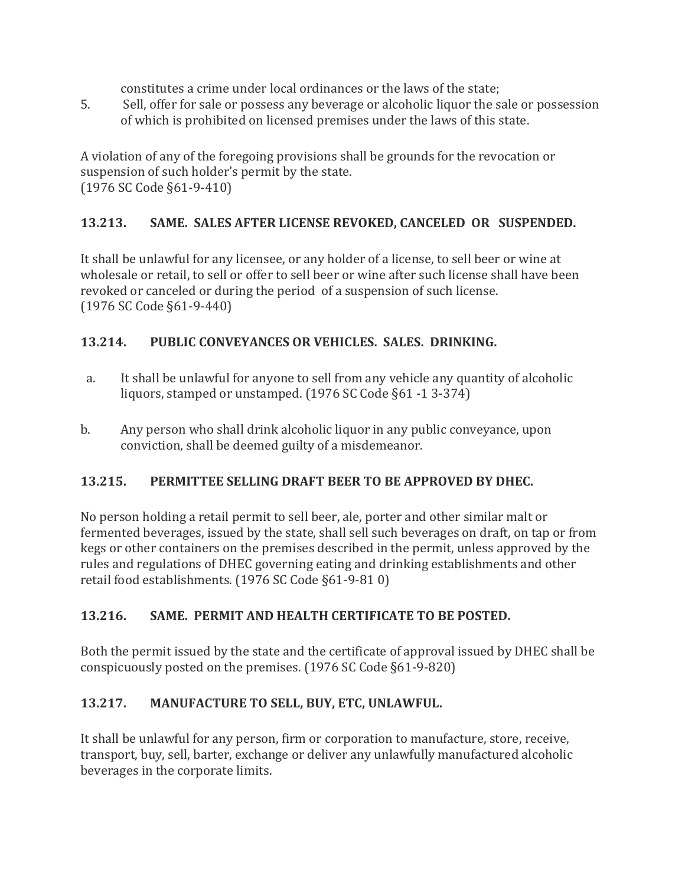constitutes a crime under local ordinances or the laws of the state;

5. Sell, offer for sale or possess any beverage or alcoholic liquor the sale or possession of which is prohibited on licensed premises under the laws of this state.

A violation of any of the foregoing provisions shall be grounds for the revocation or suspension of such holder's permit by the state.
(1976 SC Code §61-9-410)

### 13.213. SAME. SALES AFTER LICENSE REVOKED, CANCELED OR SUSPENDED.

It shall be unlawful for any licensee, or any holder of a license, to sell beer or wine at wholesale or retail, to sell or offer to sell beer or wine after such license shall have been revoked or canceled or during the period of a suspension of such license.
(1976 SC Code §61-9-440)

### 13.214. PUBLIC CONVEYANCES OR VEHICLES. SALES. DRINKING.

a. It shall be unlawful for anyone to sell from any vehicle any quantity of alcoholic liquors, stamped or unstamped. (1976 SC Code §61 -1 3-374)

b. Any person who shall drink alcoholic liquor in any public conveyance, upon conviction, shall be deemed guilty of a misdemeanor.

### 13.215. PERMITTEE SELLING DRAFT BEER TO BE APPROVED BY DHEC.

No person holding a retail permit to sell beer, ale, porter and other similar malt or fermented beverages, issued by the state, shall sell such beverages on draft, on tap or from kegs or other containers on the premises described in the permit, unless approved by the rules and regulations of DHEC governing eating and drinking establishments and other retail food establishments. (1976 SC Code §61-9-81 0)

### 13.216. SAME. PERMIT AND HEALTH CERTIFICATE TO BE POSTED.

Both the permit issued by the state and the certificate of approval issued by DHEC shall be conspicuously posted on the premises. (1976 SC Code §61-9-820)

### 13.217. MANUFACTURE TO SELL, BUY, ETC, UNLAWFUL.

It shall be unlawful for any person, firm or corporation to manufacture, store, receive, transport, buy, sell, barter, exchange or deliver any unlawfully manufactured alcoholic beverages in the corporate limits.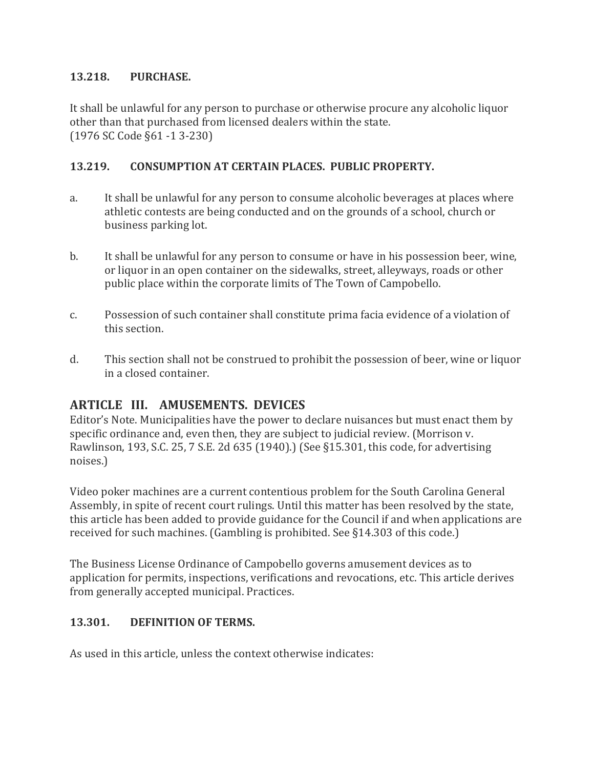### 13.218. PURCHASE.

It shall be unlawful for any person to purchase or otherwise procure any alcoholic liquor other than that purchased from licensed dealers within the state.
(1976 SC Code §61 -1 3-230)

### 13.219. CONSUMPTION AT CERTAIN PLACES. PUBLIC PROPERTY.

a. It shall be unlawful for any person to consume alcoholic beverages at places where athletic contests are being conducted and on the grounds of a school, church or business parking lot.

b. It shall be unlawful for any person to consume or have in his possession beer, wine, or liquor in an open container on the sidewalks, street, alleyways, roads or other public place within the corporate limits of The Town of Campobello.

c. Possession of such container shall constitute prima facia evidence of a violation of this section.

d. This section shall not be construed to prohibit the possession of beer, wine or liquor in a closed container.

## ARTICLE III. AMUSEMENTS. DEVICES

Editor's Note. Municipalities have the power to declare nuisances but must enact them by specific ordinance and, even then, they are subject to judicial review. (Morrison v. Rawlinson, 193, S.C. 25, 7 S.E. 2d 635 (1940).) (See §15.301, this code, for advertising noises.)

Video poker machines are a current contentious problem for the South Carolina General Assembly, in spite of recent court rulings. Until this matter has been resolved by the state, this article has been added to provide guidance for the Council if and when applications are received for such machines. (Gambling is prohibited. See §14.303 of this code.)

The Business License Ordinance of Campobello governs amusement devices as to application for permits, inspections, verifications and revocations, etc. This article derives from generally accepted municipal. Practices.

### 13.301. DEFINITION OF TERMS.

As used in this article, unless the context otherwise indicates: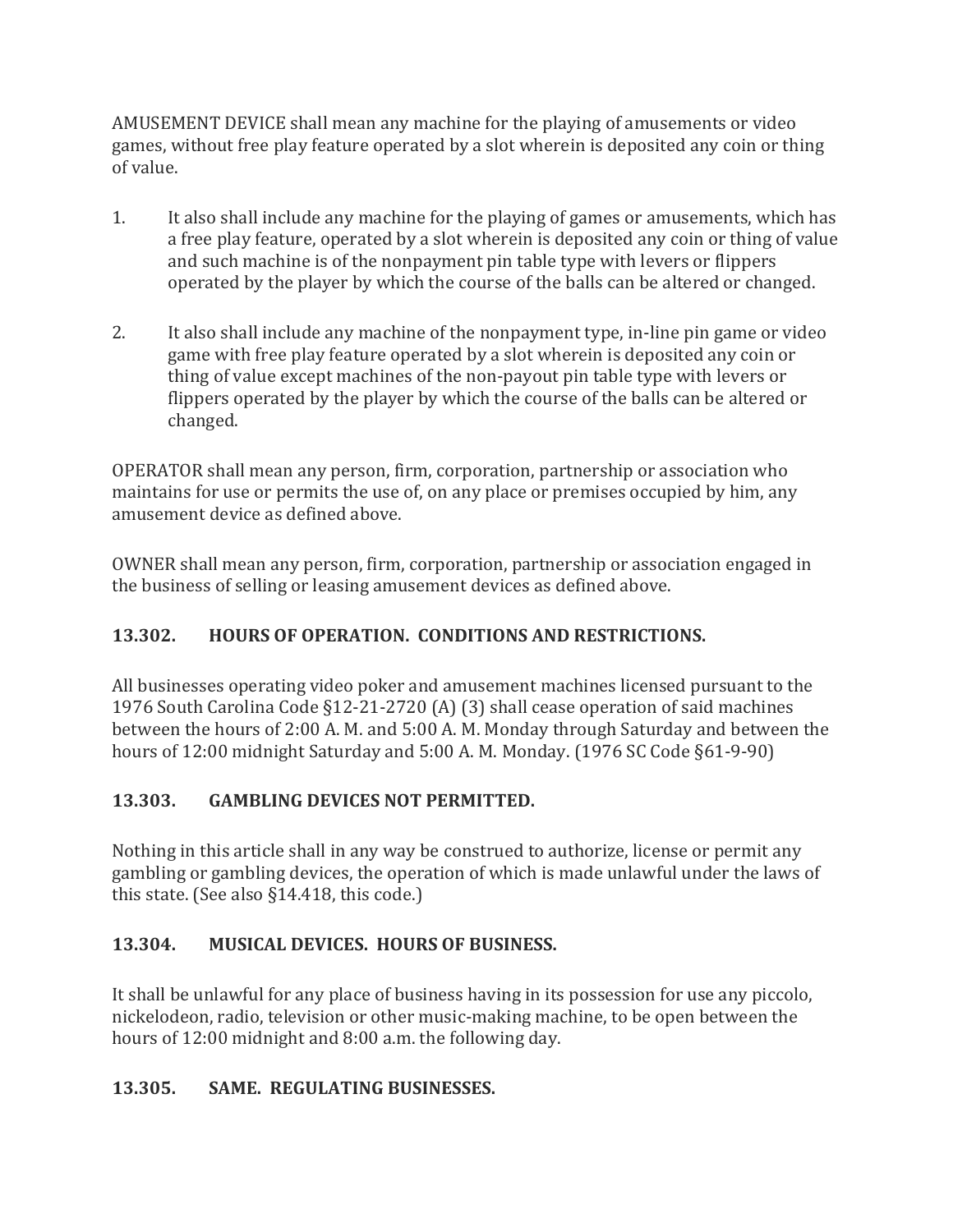AMUSEMENT DEVICE shall mean any machine for the playing of amusements or video games, without free play feature operated by a slot wherein is deposited any coin or thing of value.

1. It also shall include any machine for the playing of games or amusements, which has a free play feature, operated by a slot wherein is deposited any coin or thing of value and such machine is of the nonpayment pin table type with levers or flippers operated by the player by which the course of the balls can be altered or changed.

2. It also shall include any machine of the nonpayment type, in-line pin game or video game with free play feature operated by a slot wherein is deposited any coin or thing of value except machines of the non-payout pin table type with levers or flippers operated by the player by which the course of the balls can be altered or changed.

OPERATOR shall mean any person, firm, corporation, partnership or association who maintains for use or permits the use of, on any place or premises occupied by him, any amusement device as defined above.

OWNER shall mean any person, firm, corporation, partnership or association engaged in the business of selling or leasing amusement devices as defined above.

**13.302. HOURS OF OPERATION. CONDITIONS AND RESTRICTIONS.**

All businesses operating video poker and amusement machines licensed pursuant to the 1976 South Carolina Code §12-21-2720 (A) (3) shall cease operation of said machines between the hours of 2:00 A. M. and 5:00 A. M. Monday through Saturday and between the hours of 12:00 midnight Saturday and 5:00 A. M. Monday. (1976 SC Code §61-9-90)

**13.303. GAMBLING DEVICES NOT PERMITTED.**

Nothing in this article shall in any way be construed to authorize, license or permit any gambling or gambling devices, the operation of which is made unlawful under the laws of this state. (See also §14.418, this code.)

**13.304. MUSICAL DEVICES. HOURS OF BUSINESS.**

It shall be unlawful for any place of business having in its possession for use any piccolo, nickelodeon, radio, television or other music-making machine, to be open between the hours of 12:00 midnight and 8:00 a.m. the following day.

**13.305. SAME. REGULATING BUSINESSES.**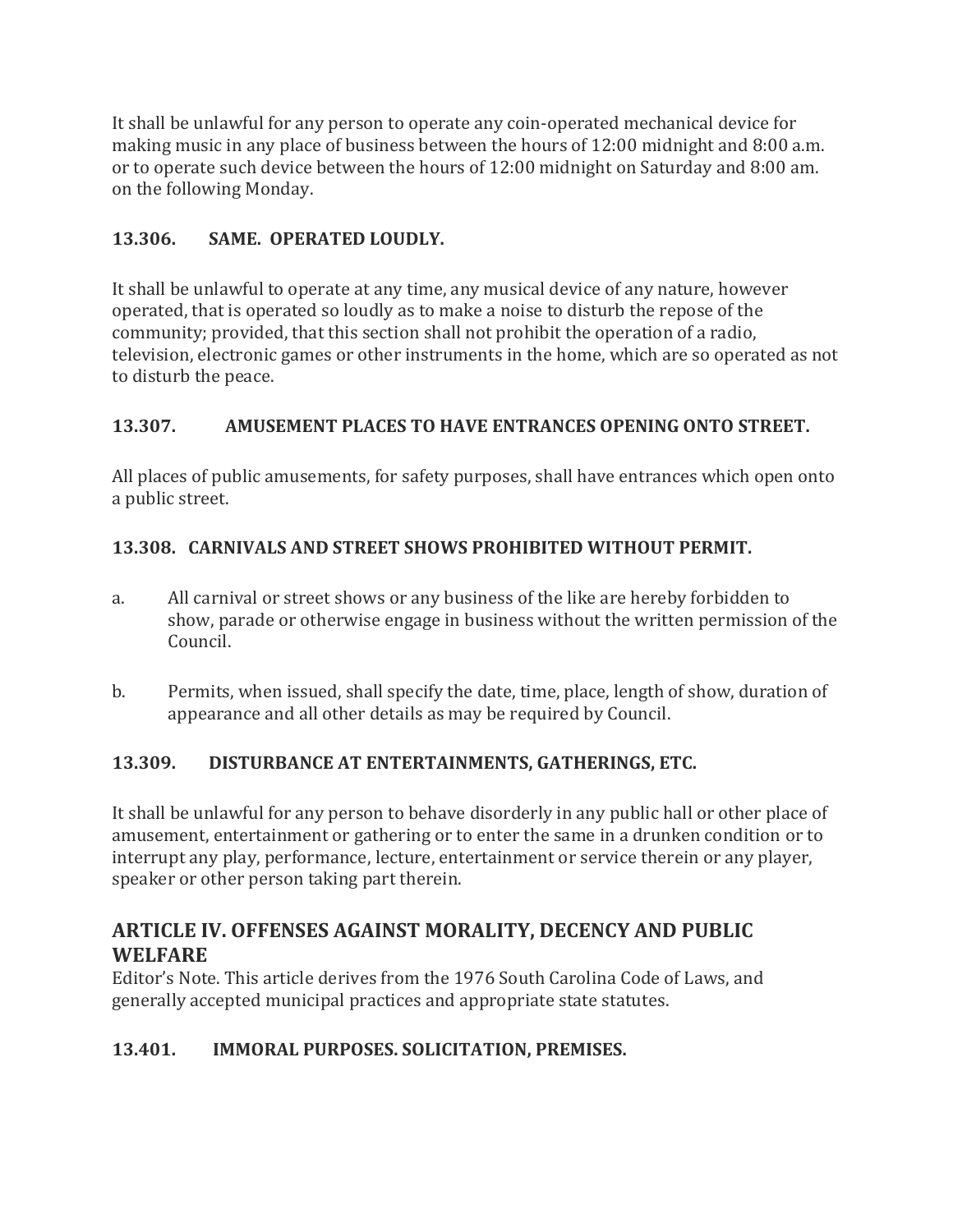It shall be unlawful for any person to operate any coin-operated mechanical device for making music in any place of business between the hours of 12:00 midnight and 8:00 a.m. or to operate such device between the hours of 12:00 midnight on Saturday and 8:00 am. on the following Monday.

### 13.306. SAME. OPERATED LOUDLY.

It shall be unlawful to operate at any time, any musical device of any nature, however operated, that is operated so loudly as to make a noise to disturb the repose of the community; provided, that this section shall not prohibit the operation of a radio, television, electronic games or other instruments in the home, which are so operated as not to disturb the peace.

### 13.307. AMUSEMENT PLACES TO HAVE ENTRANCES OPENING ONTO STREET.

All places of public amusements, for safety purposes, shall have entrances which open onto a public street.

### 13.308. CARNIVALS AND STREET SHOWS PROHIBITED WITHOUT PERMIT.

a. All carnival or street shows or any business of the like are hereby forbidden to show, parade or otherwise engage in business without the written permission of the Council.

b. Permits, when issued, shall specify the date, time, place, length of show, duration of appearance and all other details as may be required by Council.

### 13.309. DISTURBANCE AT ENTERTAINMENTS, GATHERINGS, ETC.

It shall be unlawful for any person to behave disorderly in any public hall or other place of amusement, entertainment or gathering or to enter the same in a drunken condition or to interrupt any play, performance, lecture, entertainment or service therein or any player, speaker or other person taking part therein.

## ARTICLE IV. OFFENSES AGAINST MORALITY, DECENCY AND PUBLIC WELFARE

Editor's Note. This article derives from the 1976 South Carolina Code of Laws, and generally accepted municipal practices and appropriate state statutes.

### 13.401. IMMORAL PURPOSES. SOLICITATION, PREMISES.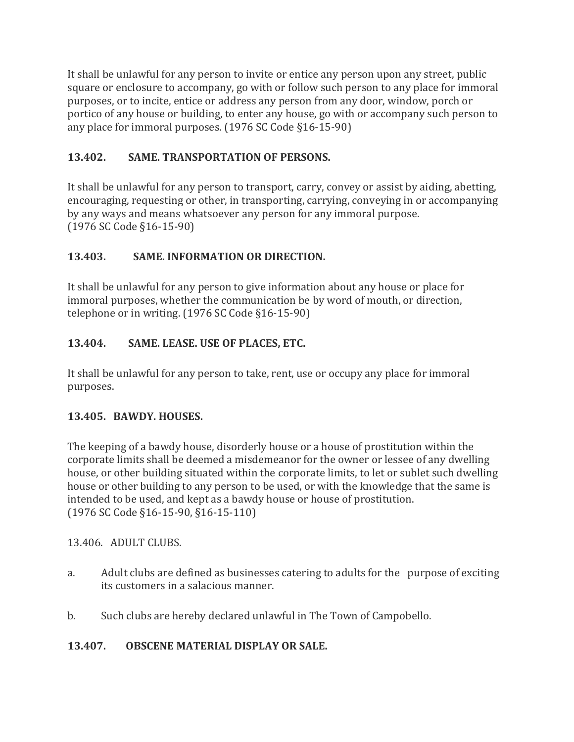It shall be unlawful for any person to invite or entice any person upon any street, public square or enclosure to accompany, go with or follow such person to any place for immoral purposes, or to incite, entice or address any person from any door, window, porch or portico of any house or building, to enter any house, go with or accompany such person to any place for immoral purposes. (1976 SC Code §16-15-90)

**13.402. SAME. TRANSPORTATION OF PERSONS.**

It shall be unlawful for any person to transport, carry, convey or assist by aiding, abetting, encouraging, requesting or other, in transporting, carrying, conveying in or accompanying by any ways and means whatsoever any person for any immoral purpose.
(1976 SC Code §16-15-90)

**13.403. SAME. INFORMATION OR DIRECTION.**

It shall be unlawful for any person to give information about any house or place for immoral purposes, whether the communication be by word of mouth, or direction, telephone or in writing. (1976 SC Code §16-15-90)

**13.404. SAME. LEASE. USE OF PLACES, ETC.**

It shall be unlawful for any person to take, rent, use or occupy any place for immoral purposes.

**13.405. BAWDY. HOUSES.**

The keeping of a bawdy house, disorderly house or a house of prostitution within the corporate limits shall be deemed a misdemeanor for the owner or lessee of any dwelling house, or other building situated within the corporate limits, to let or sublet such dwelling house or other building to any person to be used, or with the knowledge that the same is intended to be used, and kept as a bawdy house or house of prostitution.
(1976 SC Code §16-15-90, §16-15-110)

13.406. ADULT CLUBS.

a. Adult clubs are defined as businesses catering to adults for the purpose of exciting its customers in a salacious manner.

b. Such clubs are hereby declared unlawful in The Town of Campobello.

**13.407. OBSCENE MATERIAL DISPLAY OR SALE.**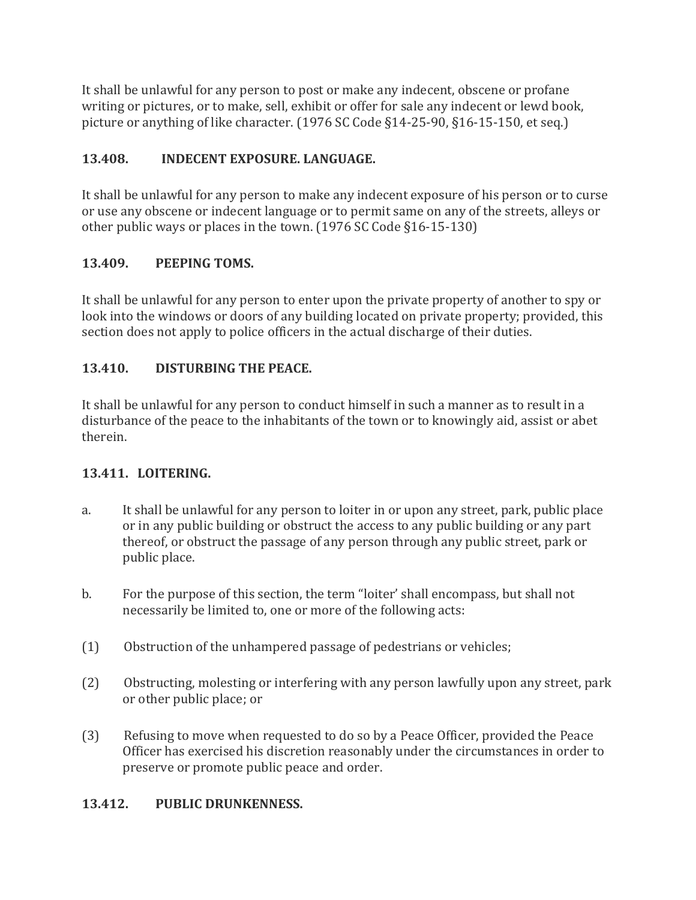It shall be unlawful for any person to post or make any indecent, obscene or profane writing or pictures, or to make, sell, exhibit or offer for sale any indecent or lewd book, picture or anything of like character. (1976 SC Code §14-25-90, §16-15-150, et seq.)

### 13.408. INDECENT EXPOSURE. LANGUAGE.

It shall be unlawful for any person to make any indecent exposure of his person or to curse or use any obscene or indecent language or to permit same on any of the streets, alleys or other public ways or places in the town. (1976 SC Code §16-15-130)

### 13.409. PEEPING TOMS.

It shall be unlawful for any person to enter upon the private property of another to spy or look into the windows or doors of any building located on private property; provided, this section does not apply to police officers in the actual discharge of their duties.

### 13.410. DISTURBING THE PEACE.

It shall be unlawful for any person to conduct himself in such a manner as to result in a disturbance of the peace to the inhabitants of the town or to knowingly aid, assist or abet therein.

### 13.411. LOITERING.

a. It shall be unlawful for any person to loiter in or upon any street, park, public place or in any public building or obstruct the access to any public building or any part thereof, or obstruct the passage of any person through any public street, park or public place.

b. For the purpose of this section, the term “loiter’ shall encompass, but shall not necessarily be limited to, one or more of the following acts:

(1) Obstruction of the unhampered passage of pedestrians or vehicles;

(2) Obstructing, molesting or interfering with any person lawfully upon any street, park or other public place; or

(3) Refusing to move when requested to do so by a Peace Officer, provided the Peace Officer has exercised his discretion reasonably under the circumstances in order to preserve or promote public peace and order.

### 13.412. PUBLIC DRUNKENNESS.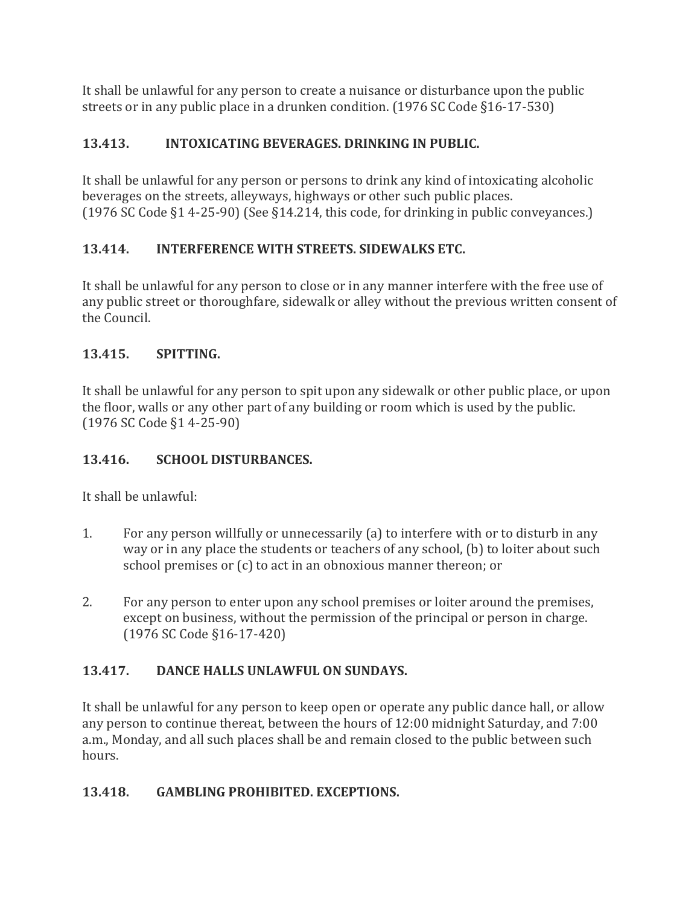It shall be unlawful for any person to create a nuisance or disturbance upon the public streets or in any public place in a drunken condition. (1976 SC Code §16-17-530)

### 13.413. INTOXICATING BEVERAGES. DRINKING IN PUBLIC.

It shall be unlawful for any person or persons to drink any kind of intoxicating alcoholic beverages on the streets, alleyways, highways or other such public places.
(1976 SC Code §1 4-25-90) (See §14.214, this code, for drinking in public conveyances.)

### 13.414. INTERFERENCE WITH STREETS. SIDEWALKS ETC.

It shall be unlawful for any person to close or in any manner interfere with the free use of any public street or thoroughfare, sidewalk or alley without the previous written consent of the Council.

### 13.415. SPITTING.

It shall be unlawful for any person to spit upon any sidewalk or other public place, or upon the floor, walls or any other part of any building or room which is used by the public.
(1976 SC Code §1 4-25-90)

### 13.416. SCHOOL DISTURBANCES.

It shall be unlawful:

1. For any person willfully or unnecessarily (a) to interfere with or to disturb in any way or in any place the students or teachers of any school, (b) to loiter about such school premises or (c) to act in an obnoxious manner thereon; or

2. For any person to enter upon any school premises or loiter around the premises, except on business, without the permission of the principal or person in charge. (1976 SC Code §16-17-420)

### 13.417. DANCE HALLS UNLAWFUL ON SUNDAYS.

It shall be unlawful for any person to keep open or operate any public dance hall, or allow any person to continue thereat, between the hours of 12:00 midnight Saturday, and 7:00 a.m., Monday, and all such places shall be and remain closed to the public between such hours.

### 13.418. GAMBLING PROHIBITED. EXCEPTIONS.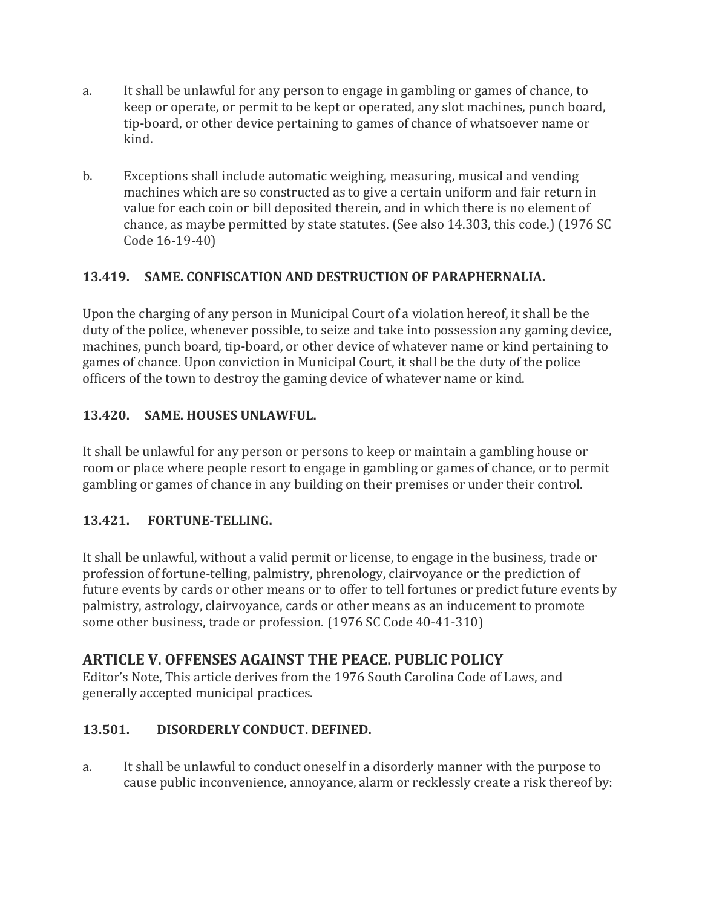a. It shall be unlawful for any person to engage in gambling or games of chance, to keep or operate, or permit to be kept or operated, any slot machines, punch board, tip-board, or other device pertaining to games of chance of whatsoever name or kind.

b. Exceptions shall include automatic weighing, measuring, musical and vending machines which are so constructed as to give a certain uniform and fair return in value for each coin or bill deposited therein, and in which there is no element of chance, as maybe permitted by state statutes. (See also 14.303, this code.) (1976 SC Code 16-19-40)

### 13.419. SAME. CONFISCATION AND DESTRUCTION OF PARAPHERNALIA.

Upon the charging of any person in Municipal Court of a violation hereof, it shall be the duty of the police, whenever possible, to seize and take into possession any gaming device, machines, punch board, tip-board, or other device of whatever name or kind pertaining to games of chance. Upon conviction in Municipal Court, it shall be the duty of the police officers of the town to destroy the gaming device of whatever name or kind.

### 13.420. SAME. HOUSES UNLAWFUL.

It shall be unlawful for any person or persons to keep or maintain a gambling house or room or place where people resort to engage in gambling or games of chance, or to permit gambling or games of chance in any building on their premises or under their control.

### 13.421. FORTUNE-TELLING.

It shall be unlawful, without a valid permit or license, to engage in the business, trade or profession of fortune-telling, palmistry, phrenology, clairvoyance or the prediction of future events by cards or other means or to offer to tell fortunes or predict future events by palmistry, astrology, clairvoyance, cards or other means as an inducement to promote some other business, trade or profession. (1976 SC Code 40-41-310)

## ARTICLE V. OFFENSES AGAINST THE PEACE. PUBLIC POLICY

Editor's Note, This article derives from the 1976 South Carolina Code of Laws, and generally accepted municipal practices.

### 13.501. DISORDERLY CONDUCT. DEFINED.

a. It shall be unlawful to conduct oneself in a disorderly manner with the purpose to cause public inconvenience, annoyance, alarm or recklessly create a risk thereof by: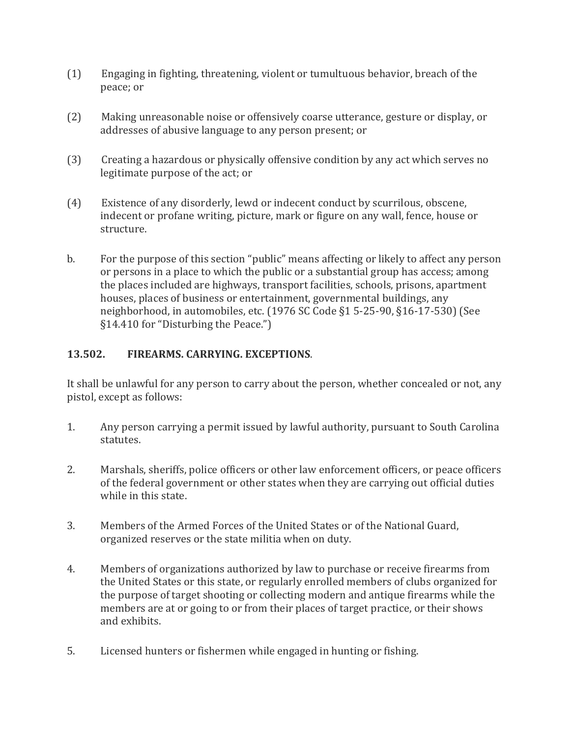(1) Engaging in fighting, threatening, violent or tumultuous behavior, breach of the peace; or

(2) Making unreasonable noise or offensively coarse utterance, gesture or display, or addresses of abusive language to any person present; or

(3) Creating a hazardous or physically offensive condition by any act which serves no legitimate purpose of the act; or

(4) Existence of any disorderly, lewd or indecent conduct by scurrilous, obscene, indecent or profane writing, picture, mark or figure on any wall, fence, house or structure.

b. For the purpose of this section "public" means affecting or likely to affect any person or persons in a place to which the public or a substantial group has access; among the places included are highways, transport facilities, schools, prisons, apartment houses, places of business or entertainment, governmental buildings, any neighborhood, in automobiles, etc. (1976 SC Code §1 5-25-90, §16-17-530) (See §14.410 for "Disturbing the Peace.")

### 13.502. FIREARMS. CARRYING. EXCEPTIONS.

It shall be unlawful for any person to carry about the person, whether concealed or not, any pistol, except as follows:

1. Any person carrying a permit issued by lawful authority, pursuant to South Carolina statutes.

2. Marshals, sheriffs, police officers or other law enforcement officers, or peace officers of the federal government or other states when they are carrying out official duties while in this state.

3. Members of the Armed Forces of the United States or of the National Guard, organized reserves or the state militia when on duty.

4. Members of organizations authorized by law to purchase or receive firearms from the United States or this state, or regularly enrolled members of clubs organized for the purpose of target shooting or collecting modern and antique firearms while the members are at or going to or from their places of target practice, or their shows and exhibits.

5. Licensed hunters or fishermen while engaged in hunting or fishing.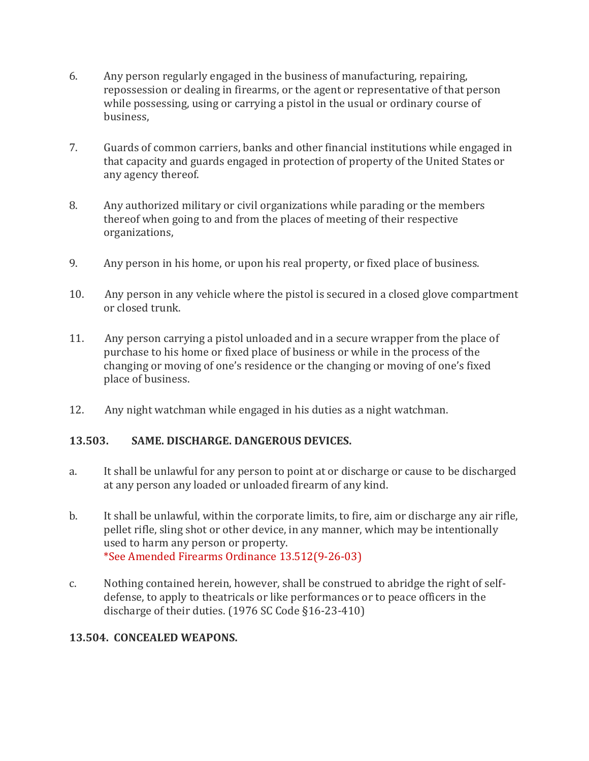6. Any person regularly engaged in the business of manufacturing, repairing, repossession or dealing in firearms, or the agent or representative of that person while possessing, using or carrying a pistol in the usual or ordinary course of business,

7. Guards of common carriers, banks and other financial institutions while engaged in that capacity and guards engaged in protection of property of the United States or any agency thereof.

8. Any authorized military or civil organizations while parading or the members thereof when going to and from the places of meeting of their respective organizations,

9. Any person in his home, or upon his real property, or fixed place of business.

10. Any person in any vehicle where the pistol is secured in a closed glove compartment or closed trunk.

11. Any person carrying a pistol unloaded and in a secure wrapper from the place of purchase to his home or fixed place of business or while in the process of the changing or moving of one's residence or the changing or moving of one's fixed place of business.

12. Any night watchman while engaged in his duties as a night watchman.

**13.503. SAME. DISCHARGE. DANGEROUS DEVICES.**

a. It shall be unlawful for any person to point at or discharge or cause to be discharged at any person any loaded or unloaded firearm of any kind.

b. It shall be unlawful, within the corporate limits, to fire, aim or discharge any air rifle, pellet rifle, sling shot or other device, in any manner, which may be intentionally used to harm any person or property.
*See Amended Firearms Ordinance 13.512(9-26-03)

c. Nothing contained herein, however, shall be construed to abridge the right of self-defense, to apply to theatricals or like performances or to peace officers in the discharge of their duties. (1976 SC Code §16-23-410)

**13.504. CONCEALED WEAPONS.**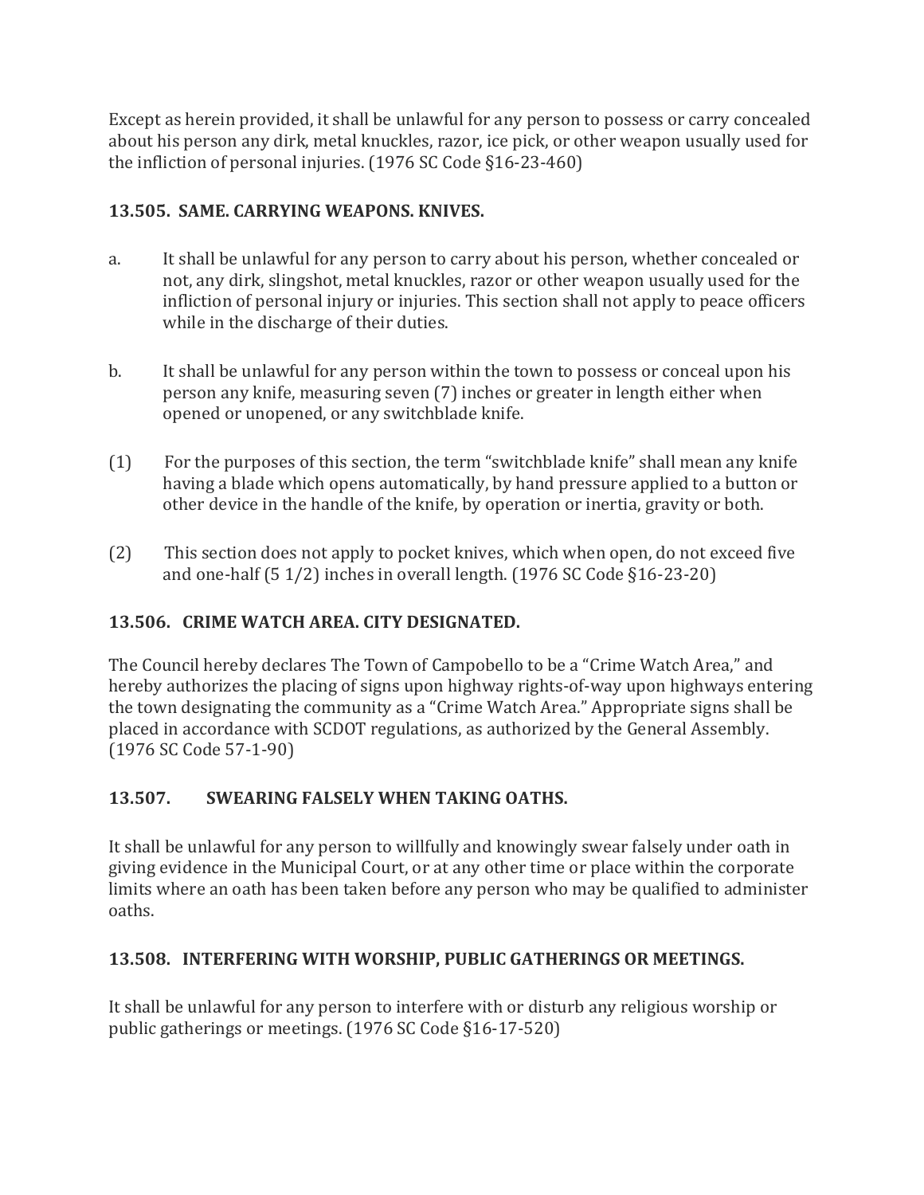Except as herein provided, it shall be unlawful for any person to possess or carry concealed about his person any dirk, metal knuckles, razor, ice pick, or other weapon usually used for the infliction of personal injuries. (1976 SC Code §16-23-460)

### 13.505. SAME. CARRYING WEAPONS. KNIVES.

a. It shall be unlawful for any person to carry about his person, whether concealed or not, any dirk, slingshot, metal knuckles, razor or other weapon usually used for the infliction of personal injury or injuries. This section shall not apply to peace officers while in the discharge of their duties.

b. It shall be unlawful for any person within the town to possess or conceal upon his person any knife, measuring seven (7) inches or greater in length either when opened or unopened, or any switchblade knife.

(1) For the purposes of this section, the term "switchblade knife" shall mean any knife having a blade which opens automatically, by hand pressure applied to a button or other device in the handle of the knife, by operation or inertia, gravity or both.

(2) This section does not apply to pocket knives, which when open, do not exceed five and one-half (5 1/2) inches in overall length. (1976 SC Code §16-23-20)

### 13.506. CRIME WATCH AREA. CITY DESIGNATED.

The Council hereby declares The Town of Campobello to be a "Crime Watch Area," and hereby authorizes the placing of signs upon highway rights-of-way upon highways entering the town designating the community as a "Crime Watch Area." Appropriate signs shall be placed in accordance with SCDOT regulations, as authorized by the General Assembly. (1976 SC Code 57-1-90)

### 13.507. SWEARING FALSELY WHEN TAKING OATHS.

It shall be unlawful for any person to willfully and knowingly swear falsely under oath in giving evidence in the Municipal Court, or at any other time or place within the corporate limits where an oath has been taken before any person who may be qualified to administer oaths.

### 13.508. INTERFERING WITH WORSHIP, PUBLIC GATHERINGS OR MEETINGS.

It shall be unlawful for any person to interfere with or disturb any religious worship or public gatherings or meetings. (1976 SC Code §16-17-520)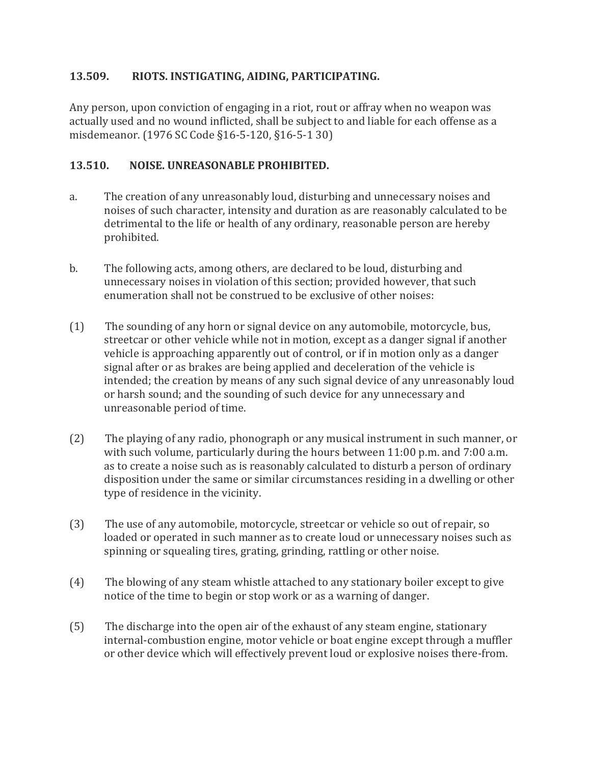### 13.509. RIOTS. INSTIGATING, AIDING, PARTICIPATING.

Any person, upon conviction of engaging in a riot, rout or affray when no weapon was actually used and no wound inflicted, shall be subject to and liable for each offense as a misdemeanor. (1976 SC Code §16-5-120, §16-5-1 30)

### 13.510. NOISE. UNREASONABLE PROHIBITED.

a. The creation of any unreasonably loud, disturbing and unnecessary noises and noises of such character, intensity and duration as are reasonably calculated to be detrimental to the life or health of any ordinary, reasonable person are hereby prohibited.

b. The following acts, among others, are declared to be loud, disturbing and unnecessary noises in violation of this section; provided however, that such enumeration shall not be construed to be exclusive of other noises:

(1) The sounding of any horn or signal device on any automobile, motorcycle, bus, streetcar or other vehicle while not in motion, except as a danger signal if another vehicle is approaching apparently out of control, or if in motion only as a danger signal after or as brakes are being applied and deceleration of the vehicle is intended; the creation by means of any such signal device of any unreasonably loud or harsh sound; and the sounding of such device for any unnecessary and unreasonable period of time.

(2) The playing of any radio, phonograph or any musical instrument in such manner, or with such volume, particularly during the hours between 11:00 p.m. and 7:00 a.m. as to create a noise such as is reasonably calculated to disturb a person of ordinary disposition under the same or similar circumstances residing in a dwelling or other type of residence in the vicinity.

(3) The use of any automobile, motorcycle, streetcar or vehicle so out of repair, so loaded or operated in such manner as to create loud or unnecessary noises such as spinning or squealing tires, grating, grinding, rattling or other noise.

(4) The blowing of any steam whistle attached to any stationary boiler except to give notice of the time to begin or stop work or as a warning of danger.

(5) The discharge into the open air of the exhaust of any steam engine, stationary internal-combustion engine, motor vehicle or boat engine except through a muffler or other device which will effectively prevent loud or explosive noises there-from.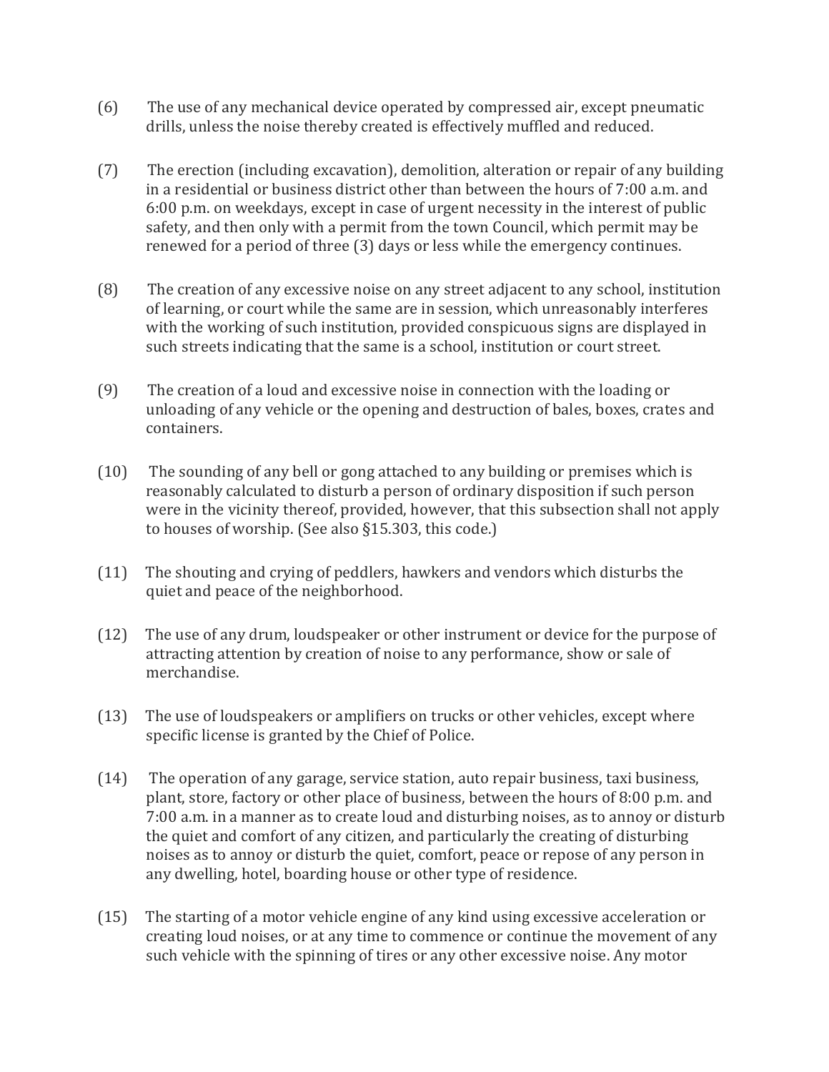(6) The use of any mechanical device operated by compressed air, except pneumatic drills, unless the noise thereby created is effectively muffled and reduced.

(7) The erection (including excavation), demolition, alteration or repair of any building in a residential or business district other than between the hours of 7:00 a.m. and 6:00 p.m. on weekdays, except in case of urgent necessity in the interest of public safety, and then only with a permit from the town Council, which permit may be renewed for a period of three (3) days or less while the emergency continues.

(8) The creation of any excessive noise on any street adjacent to any school, institution of learning, or court while the same are in session, which unreasonably interferes with the working of such institution, provided conspicuous signs are displayed in such streets indicating that the same is a school, institution or court street.

(9) The creation of a loud and excessive noise in connection with the loading or unloading of any vehicle or the opening and destruction of bales, boxes, crates and containers.

(10) The sounding of any bell or gong attached to any building or premises which is reasonably calculated to disturb a person of ordinary disposition if such person were in the vicinity thereof, provided, however, that this subsection shall not apply to houses of worship. (See also §15.303, this code.)

(11) The shouting and crying of peddlers, hawkers and vendors which disturbs the quiet and peace of the neighborhood.

(12) The use of any drum, loudspeaker or other instrument or device for the purpose of attracting attention by creation of noise to any performance, show or sale of merchandise.

(13) The use of loudspeakers or amplifiers on trucks or other vehicles, except where specific license is granted by the Chief of Police.

(14) The operation of any garage, service station, auto repair business, taxi business, plant, store, factory or other place of business, between the hours of 8:00 p.m. and 7:00 a.m. in a manner as to create loud and disturbing noises, as to annoy or disturb the quiet and comfort of any citizen, and particularly the creating of disturbing noises as to annoy or disturb the quiet, comfort, peace or repose of any person in any dwelling, hotel, boarding house or other type of residence.

(15) The starting of a motor vehicle engine of any kind using excessive acceleration or creating loud noises, or at any time to commence or continue the movement of any such vehicle with the spinning of tires or any other excessive noise. Any motor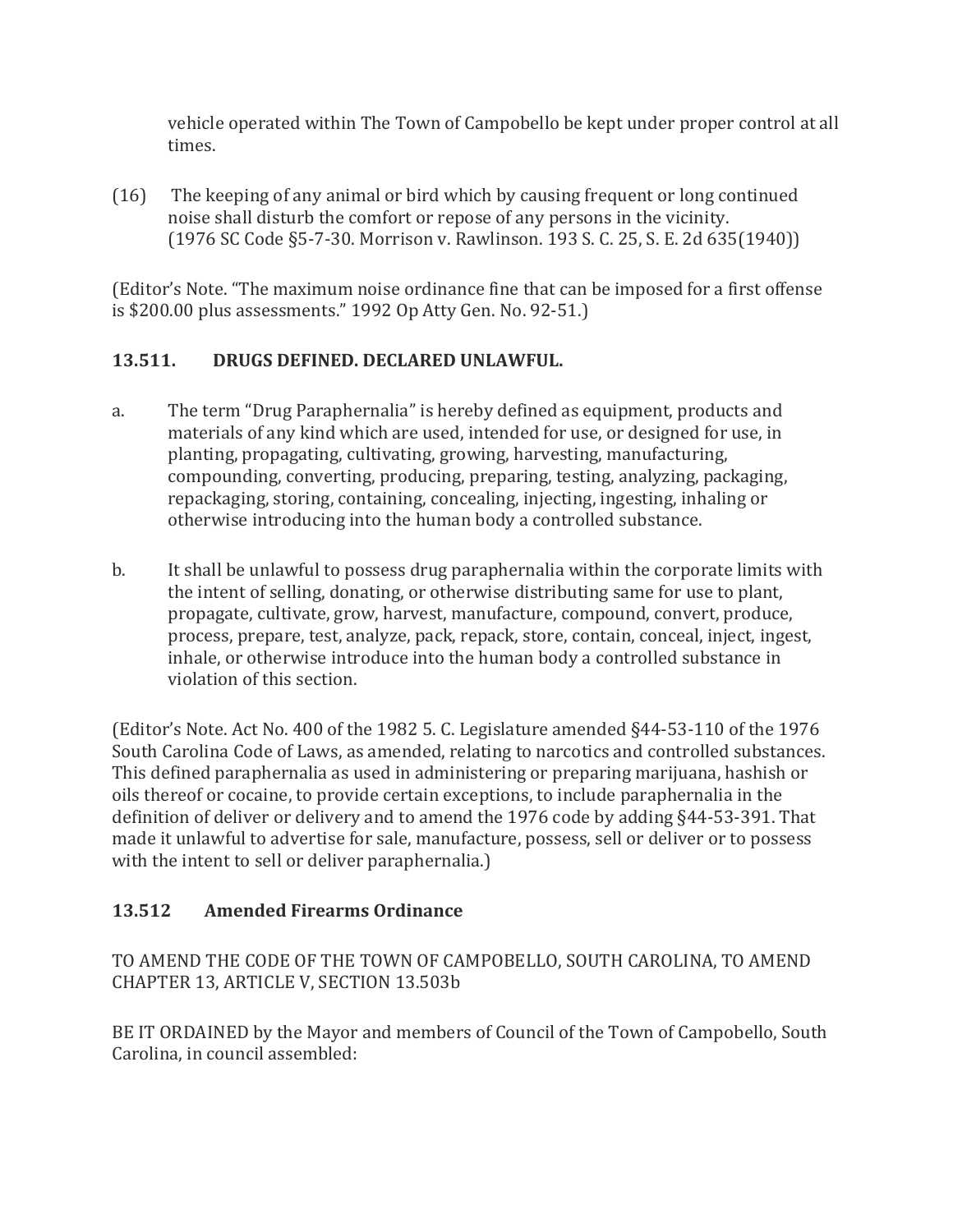vehicle operated within The Town of Campobello be kept under proper control at all times.

(16) The keeping of any animal or bird which by causing frequent or long continued noise shall disturb the comfort or repose of any persons in the vicinity. (1976 SC Code §5-7-30. Morrison v. Rawlinson. 193 S. C. 25, S. E. 2d 635(1940))

(Editor's Note. "The maximum noise ordinance fine that can be imposed for a first offense is $200.00 plus assessments." 1992 Op Atty Gen. No. 92-51.)

### 13.511. DRUGS DEFINED. DECLARED UNLAWFUL.

a. The term "Drug Paraphernalia" is hereby defined as equipment, products and materials of any kind which are used, intended for use, or designed for use, in planting, propagating, cultivating, growing, harvesting, manufacturing, compounding, converting, producing, preparing, testing, analyzing, packaging, repackaging, storing, containing, concealing, injecting, ingesting, inhaling or otherwise introducing into the human body a controlled substance.

b. It shall be unlawful to possess drug paraphernalia within the corporate limits with the intent of selling, donating, or otherwise distributing same for use to plant, propagate, cultivate, grow, harvest, manufacture, compound, convert, produce, process, prepare, test, analyze, pack, repack, store, contain, conceal, inject, ingest, inhale, or otherwise introduce into the human body a controlled substance in violation of this section.

(Editor's Note. Act No. 400 of the 1982 S. C. Legislature amended §44-53-110 of the 1976 South Carolina Code of Laws, as amended, relating to narcotics and controlled substances. This defined paraphernalia as used in administering or preparing marijuana, hashish or oils thereof or cocaine, to provide certain exceptions, to include paraphernalia in the definition of deliver or delivery and to amend the 1976 code by adding §44-53-391. That made it unlawful to advertise for sale, manufacture, possess, sell or deliver or to possess with the intent to sell or deliver paraphernalia.)

### 13.512 Amended Firearms Ordinance

TO AMEND THE CODE OF THE TOWN OF CAMPOBELLO, SOUTH CAROLINA, TO AMEND CHAPTER 13, ARTICLE V, SECTION 13.503b

BE IT ORDAINED by the Mayor and members of Council of the Town of Campobello, South Carolina, in council assembled: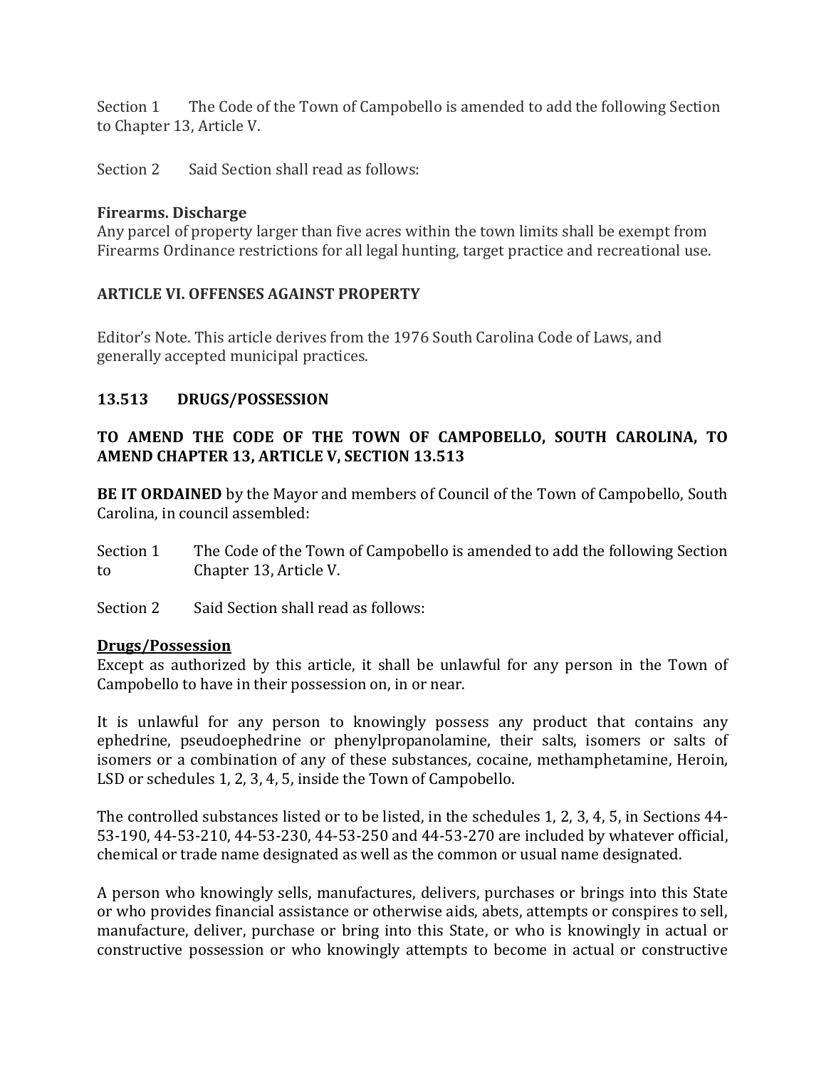Section 1 The Code of the Town of Campobello is amended to add the following Section to Chapter 13, Article V.

Section 2 Said Section shall read as follows:

**Firearms. Discharge**
Any parcel of property larger than five acres within the town limits shall be exempt from Firearms Ordinance restrictions for all legal hunting, target practice and recreational use.

**ARTICLE VI. OFFENSES AGAINST PROPERTY**

Editor's Note. This article derives from the 1976 South Carolina Code of Laws, and generally accepted municipal practices.

**13.513 DRUGS/POSSESSION**

**TO AMEND THE CODE OF THE TOWN OF CAMPOBELLO, SOUTH CAROLINA, TO AMEND CHAPTER 13, ARTICLE V, SECTION 13.513**

**BE IT ORDAINED** by the Mayor and members of Council of the Town of Campobello, South Carolina, in council assembled:

Section 1 The Code of the Town of Campobello is amended to add the following Section to Chapter 13, Article V.

Section 2 Said Section shall read as follows:

**Drugs/Possession**
Except as authorized by this article, it shall be unlawful for any person in the Town of Campobello to have in their possession on, in or near.

It is unlawful for any person to knowingly possess any product that contains any ephedrine, pseudoephedrine or phenylpropanolamine, their salts, isomers or salts of isomers or a combination of any of these substances, cocaine, methamphetamine, Heroin, LSD or schedules 1, 2, 3, 4, 5, inside the Town of Campobello.

The controlled substances listed or to be listed, in the schedules 1, 2, 3, 4, 5, in Sections 44-53-190, 44-53-210, 44-53-230, 44-53-250 and 44-53-270 are included by whatever official, chemical or trade name designated as well as the common or usual name designated.

A person who knowingly sells, manufactures, delivers, purchases or brings into this State or who provides financial assistance or otherwise aids, abets, attempts or conspires to sell, manufacture, deliver, purchase or bring into this State, or who is knowingly in actual or constructive possession or who knowingly attempts to become in actual or constructive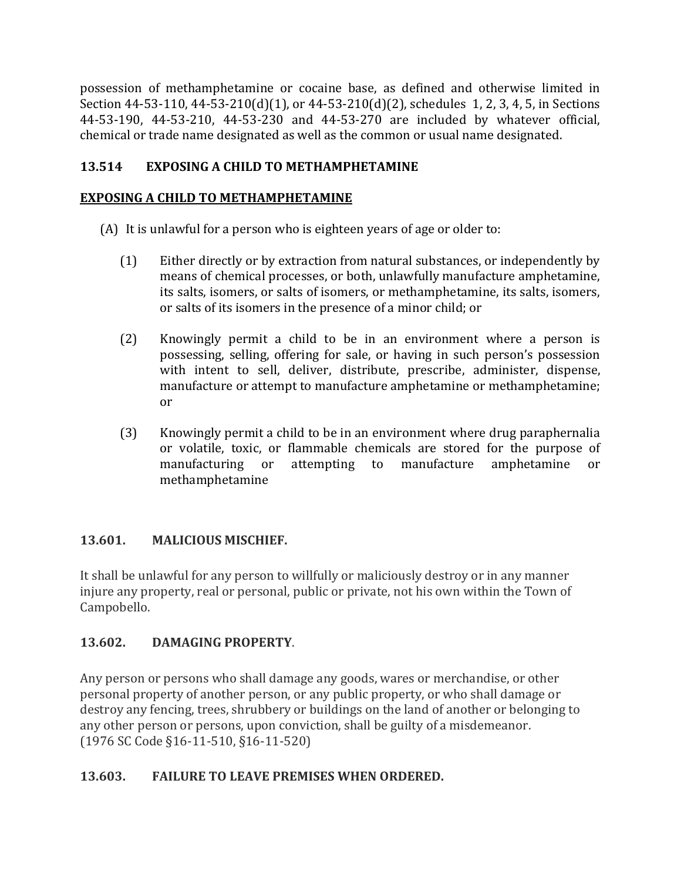possession of methamphetamine or cocaine base, as defined and otherwise limited in Section 44-53-110, 44-53-210(d)(1), or 44-53-210(d)(2), schedules 1, 2, 3, 4, 5, in Sections 44-53-190, 44-53-210, 44-53-230 and 44-53-270 are included by whatever official, chemical or trade name designated as well as the common or usual name designated.

### 13.514 EXPOSING A CHILD TO METHAMPHETAMINE

**<u>EXPOSING A CHILD TO METHAMPHETAMINE</u>**

(A) It is unlawful for a person who is eighteen years of age or older to:

(1) Either directly or by extraction from natural substances, or independently by means of chemical processes, or both, unlawfully manufacture amphetamine, its salts, isomers, or salts of isomers, or methamphetamine, its salts, isomers, or salts of its isomers in the presence of a minor child; or

(2) Knowingly permit a child to be in an environment where a person is possessing, selling, offering for sale, or having in such person's possession with intent to sell, deliver, distribute, prescribe, administer, dispense, manufacture or attempt to manufacture amphetamine or methamphetamine; or

(3) Knowingly permit a child to be in an environment where drug paraphernalia or volatile, toxic, or flammable chemicals are stored for the purpose of manufacturing or attempting to manufacture amphetamine or methamphetamine

### 13.601. MALICIOUS MISCHIEF.

It shall be unlawful for any person to willfully or maliciously destroy or in any manner injure any property, real or personal, public or private, not his own within the Town of Campobello.

### 13.602. DAMAGING PROPERTY.

Any person or persons who shall damage any goods, wares or merchandise, or other personal property of another person, or any public property, or who shall damage or destroy any fencing, trees, shrubbery or buildings on the land of another or belonging to any other person or persons, upon conviction, shall be guilty of a misdemeanor.
(1976 SC Code §16-11-510, §16-11-520)

### 13.603. FAILURE TO LEAVE PREMISES WHEN ORDERED.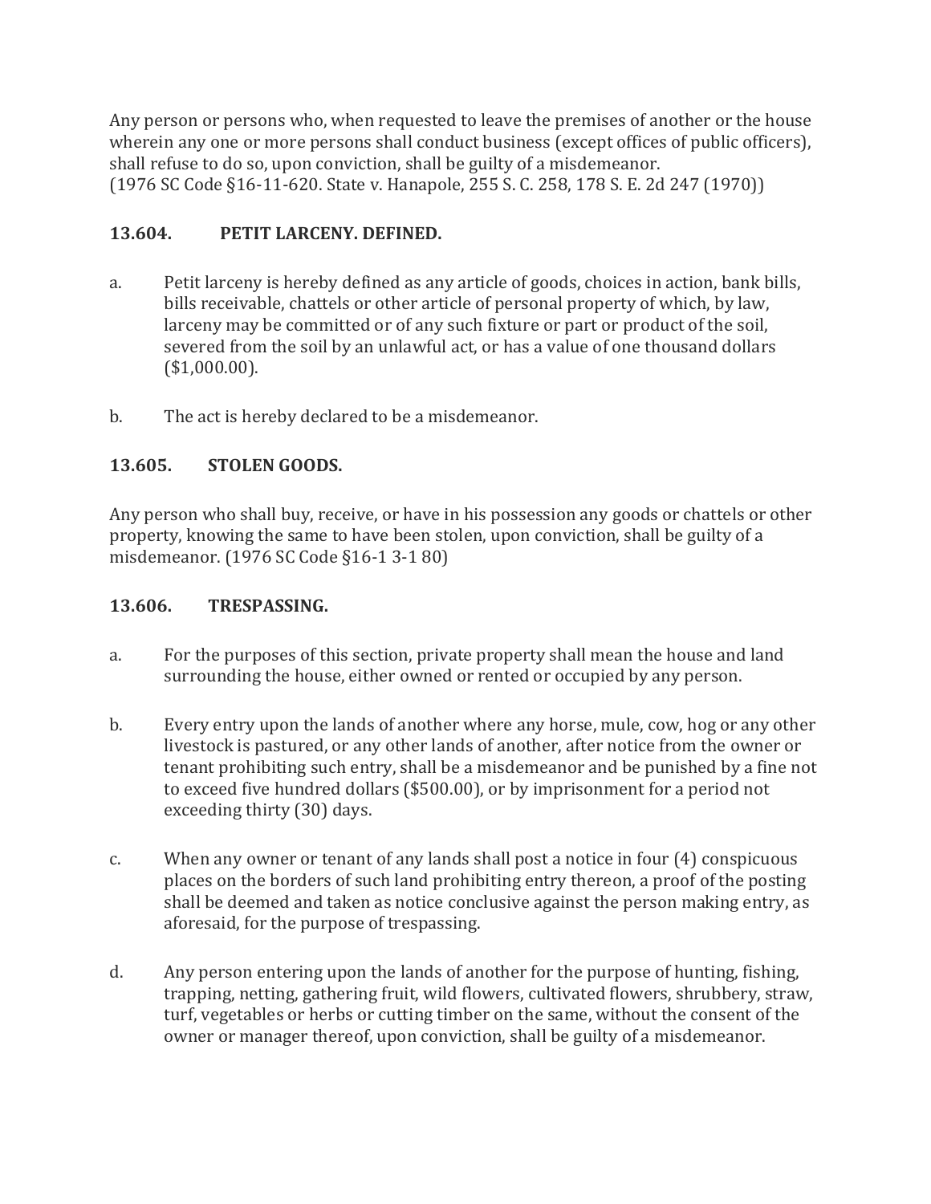Any person or persons who, when requested to leave the premises of another or the house wherein any one or more persons shall conduct business (except offices of public officers), shall refuse to do so, upon conviction, shall be guilty of a misdemeanor.
(1976 SC Code §16-11-620. State v. Hanapole, 255 S. C. 258, 178 S. E. 2d 247 (1970))

### 13.604. PETIT LARCENY. DEFINED.

a. Petit larceny is hereby defined as any article of goods, choices in action, bank bills, bills receivable, chattels or other article of personal property of which, by law, larceny may be committed or of any such fixture or part or product of the soil, severed from the soil by an unlawful act, or has a value of one thousand dollars ($1,000.00).

b. The act is hereby declared to be a misdemeanor.

### 13.605. STOLEN GOODS.

Any person who shall buy, receive, or have in his possession any goods or chattels or other property, knowing the same to have been stolen, upon conviction, shall be guilty of a misdemeanor. (1976 SC Code §16-1 3-1 80)

### 13.606. TRESPASSING.

a. For the purposes of this section, private property shall mean the house and land surrounding the house, either owned or rented or occupied by any person.

b. Every entry upon the lands of another where any horse, mule, cow, hog or any other livestock is pastured, or any other lands of another, after notice from the owner or tenant prohibiting such entry, shall be a misdemeanor and be punished by a fine not to exceed five hundred dollars ($500.00), or by imprisonment for a period not exceeding thirty (30) days.

c. When any owner or tenant of any lands shall post a notice in four (4) conspicuous places on the borders of such land prohibiting entry thereon, a proof of the posting shall be deemed and taken as notice conclusive against the person making entry, as aforesaid, for the purpose of trespassing.

d. Any person entering upon the lands of another for the purpose of hunting, fishing, trapping, netting, gathering fruit, wild flowers, cultivated flowers, shrubbery, straw, turf, vegetables or herbs or cutting timber on the same, without the consent of the owner or manager thereof, upon conviction, shall be guilty of a misdemeanor.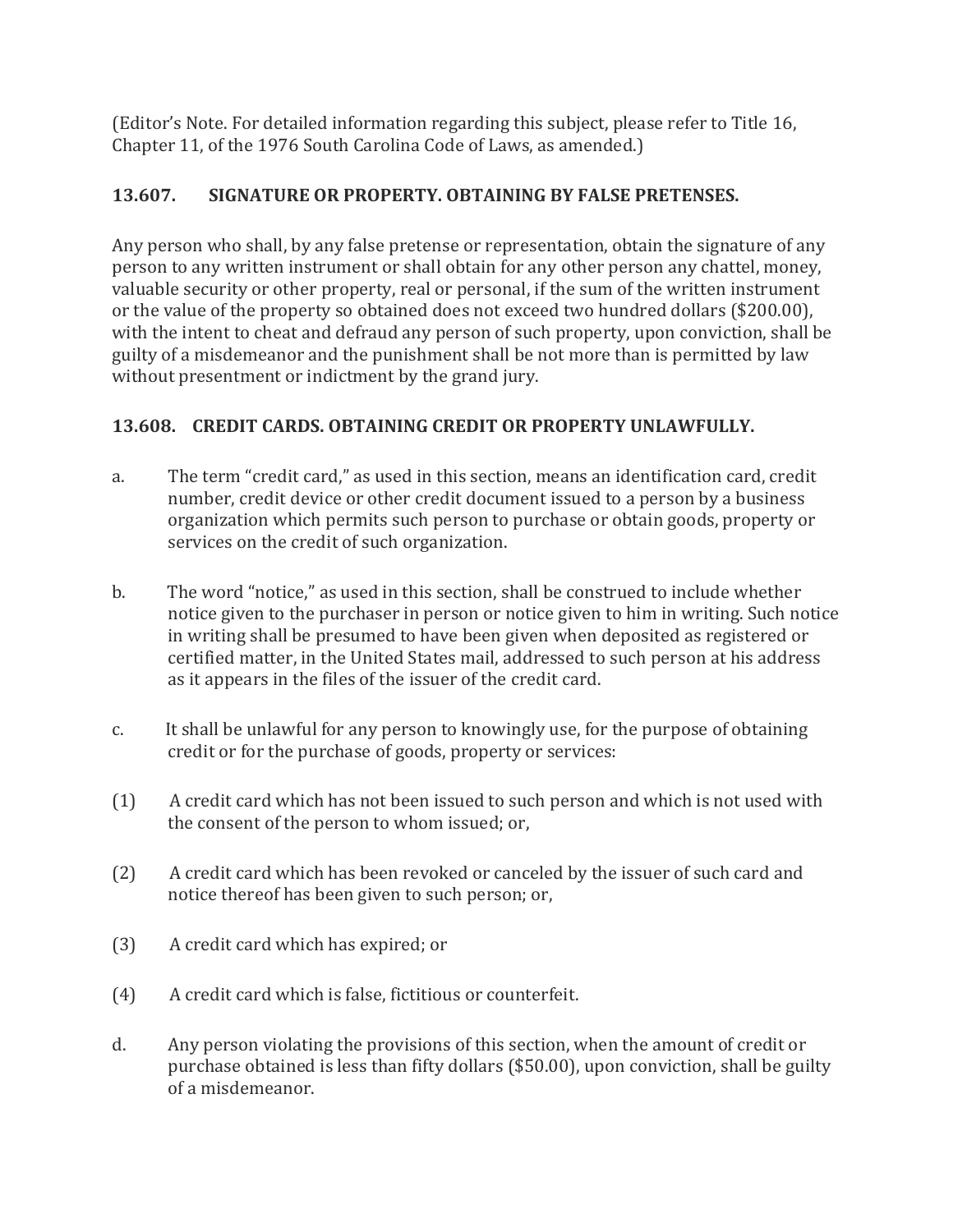(Editor's Note. For detailed information regarding this subject, please refer to Title 16, Chapter 11, of the 1976 South Carolina Code of Laws, as amended.)

### 13.607. SIGNATURE OR PROPERTY. OBTAINING BY FALSE PRETENSES.

Any person who shall, by any false pretense or representation, obtain the signature of any person to any written instrument or shall obtain for any other person any chattel, money, valuable security or other property, real or personal, if the sum of the written instrument or the value of the property so obtained does not exceed two hundred dollars ($200.00), with the intent to cheat and defraud any person of such property, upon conviction, shall be guilty of a misdemeanor and the punishment shall be not more than is permitted by law without presentment or indictment by the grand jury.

### 13.608. CREDIT CARDS. OBTAINING CREDIT OR PROPERTY UNLAWFULLY.

a. The term "credit card," as used in this section, means an identification card, credit number, credit device or other credit document issued to a person by a business organization which permits such person to purchase or obtain goods, property or services on the credit of such organization.

b. The word "notice," as used in this section, shall be construed to include whether notice given to the purchaser in person or notice given to him in writing. Such notice in writing shall be presumed to have been given when deposited as registered or certified matter, in the United States mail, addressed to such person at his address as it appears in the files of the issuer of the credit card.

c. It shall be unlawful for any person to knowingly use, for the purpose of obtaining credit or for the purchase of goods, property or services:

(1) A credit card which has not been issued to such person and which is not used with the consent of the person to whom issued; or,

(2) A credit card which has been revoked or canceled by the issuer of such card and notice thereof has been given to such person; or,

(3) A credit card which has expired; or

(4) A credit card which is false, fictitious or counterfeit.

d. Any person violating the provisions of this section, when the amount of credit or purchase obtained is less than fifty dollars ($50.00), upon conviction, shall be guilty of a misdemeanor.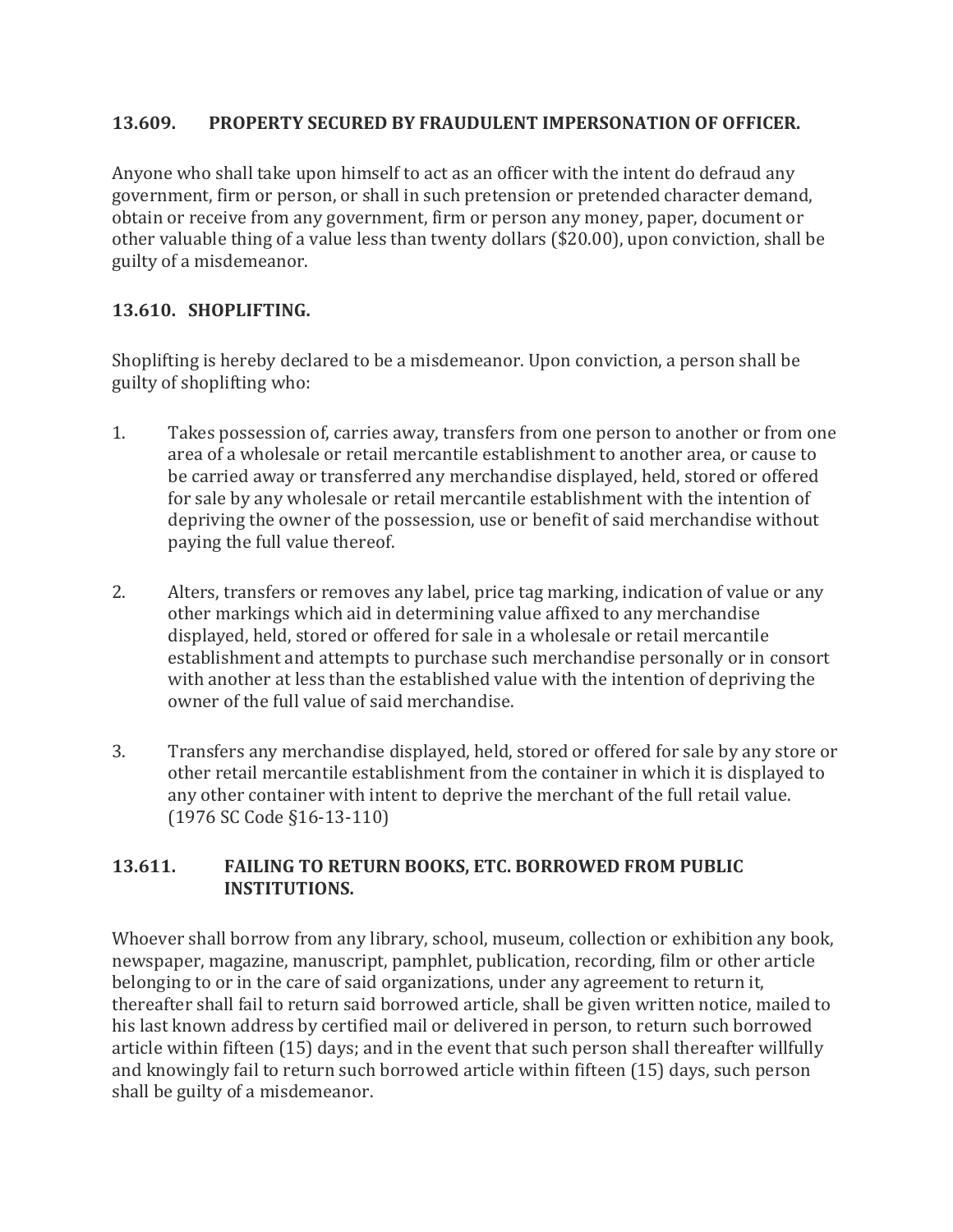### 13.609. PROPERTY SECURED BY FRAUDULENT IMPERSONATION OF OFFICER.

Anyone who shall take upon himself to act as an officer with the intent do defraud any government, firm or person, or shall in such pretension or pretended character demand, obtain or receive from any government, firm or person any money, paper, document or other valuable thing of a value less than twenty dollars ($20.00), upon conviction, shall be guilty of a misdemeanor.

### 13.610. SHOPLIFTING.

Shoplifting is hereby declared to be a misdemeanor. Upon conviction, a person shall be guilty of shoplifting who:

1. Takes possession of, carries away, transfers from one person to another or from one area of a wholesale or retail mercantile establishment to another area, or cause to be carried away or transferred any merchandise displayed, held, stored or offered for sale by any wholesale or retail mercantile establishment with the intention of depriving the owner of the possession, use or benefit of said merchandise without paying the full value thereof.

2. Alters, transfers or removes any label, price tag marking, indication of value or any other markings which aid in determining value affixed to any merchandise displayed, held, stored or offered for sale in a wholesale or retail mercantile establishment and attempts to purchase such merchandise personally or in consort with another at less than the established value with the intention of depriving the owner of the full value of said merchandise.

3. Transfers any merchandise displayed, held, stored or offered for sale by any store or other retail mercantile establishment from the container in which it is displayed to any other container with intent to deprive the merchant of the full retail value. (1976 SC Code §16-13-110)

### 13.611. FAILING TO RETURN BOOKS, ETC. BORROWED FROM PUBLIC INSTITUTIONS.

Whoever shall borrow from any library, school, museum, collection or exhibition any book, newspaper, magazine, manuscript, pamphlet, publication, recording, film or other article belonging to or in the care of said organizations, under any agreement to return it, thereafter shall fail to return said borrowed article, shall be given written notice, mailed to his last known address by certified mail or delivered in person, to return such borrowed article within fifteen (15) days; and in the event that such person shall thereafter willfully and knowingly fail to return such borrowed article within fifteen (15) days, such person shall be guilty of a misdemeanor.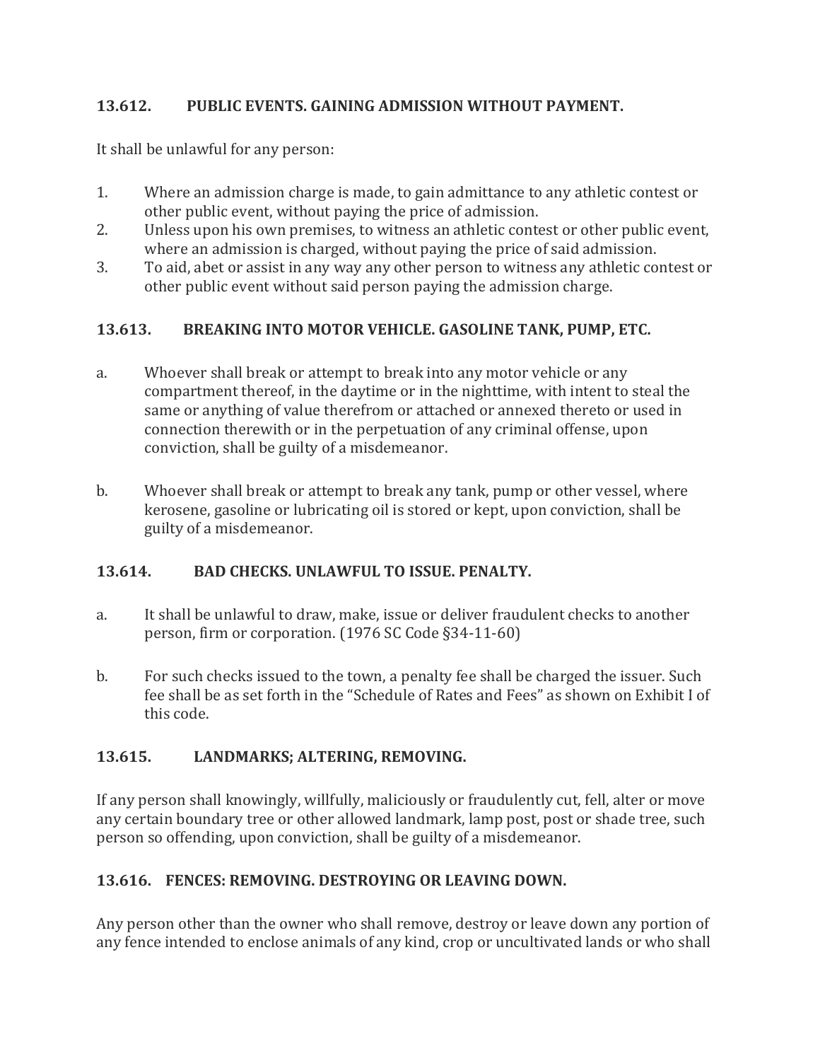**13.612. PUBLIC EVENTS. GAINING ADMISSION WITHOUT PAYMENT.**

It shall be unlawful for any person:

1. Where an admission charge is made, to gain admittance to any athletic contest or other public event, without paying the price of admission.
2. Unless upon his own premises, to witness an athletic contest or other public event, where an admission is charged, without paying the price of said admission.
3. To aid, abet or assist in any way any other person to witness any athletic contest or other public event without said person paying the admission charge.

**13.613. BREAKING INTO MOTOR VEHICLE. GASOLINE TANK, PUMP, ETC.**

a. Whoever shall break or attempt to break into any motor vehicle or any compartment thereof, in the daytime or in the nighttime, with intent to steal the same or anything of value therefrom or attached or annexed thereto or used in connection therewith or in the perpetuation of any criminal offense, upon conviction, shall be guilty of a misdemeanor.

b. Whoever shall break or attempt to break any tank, pump or other vessel, where kerosene, gasoline or lubricating oil is stored or kept, upon conviction, shall be guilty of a misdemeanor.

**13.614. BAD CHECKS. UNLAWFUL TO ISSUE. PENALTY.**

a. It shall be unlawful to draw, make, issue or deliver fraudulent checks to another person, firm or corporation. (1976 SC Code §34-11-60)

b. For such checks issued to the town, a penalty fee shall be charged the issuer. Such fee shall be as set forth in the "Schedule of Rates and Fees" as shown on Exhibit I of this code.

**13.615. LANDMARKS; ALTERING, REMOVING.**

If any person shall knowingly, willfully, maliciously or fraudulently cut, fell, alter or move any certain boundary tree or other allowed landmark, lamp post, post or shade tree, such person so offending, upon conviction, shall be guilty of a misdemeanor.

**13.616. FENCES: REMOVING. DESTROYING OR LEAVING DOWN.**

Any person other than the owner who shall remove, destroy or leave down any portion of any fence intended to enclose animals of any kind, crop or uncultivated lands or who shall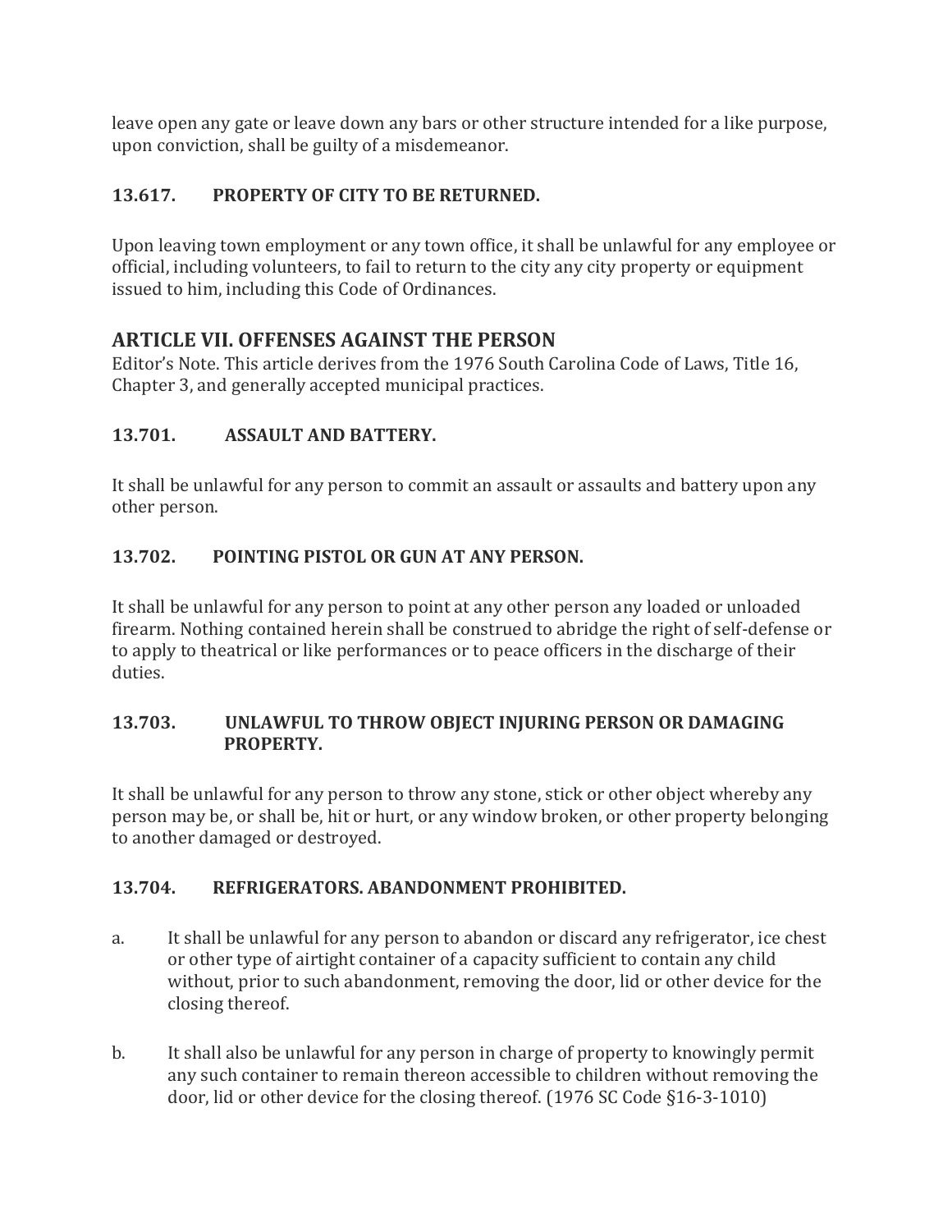leave open any gate or leave down any bars or other structure intended for a like purpose, upon conviction, shall be guilty of a misdemeanor.

### 13.617. PROPERTY OF CITY TO BE RETURNED.

Upon leaving town employment or any town office, it shall be unlawful for any employee or official, including volunteers, to fail to return to the city any city property or equipment issued to him, including this Code of Ordinances.

## ARTICLE VII. OFFENSES AGAINST THE PERSON

Editor's Note. This article derives from the 1976 South Carolina Code of Laws, Title 16, Chapter 3, and generally accepted municipal practices.

### 13.701. ASSAULT AND BATTERY.

It shall be unlawful for any person to commit an assault or assaults and battery upon any other person.

### 13.702. POINTING PISTOL OR GUN AT ANY PERSON.

It shall be unlawful for any person to point at any other person any loaded or unloaded firearm. Nothing contained herein shall be construed to abridge the right of self-defense or to apply to theatrical or like performances or to peace officers in the discharge of their duties.

### 13.703. UNLAWFUL TO THROW OBJECT INJURING PERSON OR DAMAGING PROPERTY.

It shall be unlawful for any person to throw any stone, stick or other object whereby any person may be, or shall be, hit or hurt, or any window broken, or other property belonging to another damaged or destroyed.

### 13.704. REFRIGERATORS. ABANDONMENT PROHIBITED.

a. It shall be unlawful for any person to abandon or discard any refrigerator, ice chest or other type of airtight container of a capacity sufficient to contain any child without, prior to such abandonment, removing the door, lid or other device for the closing thereof.

b. It shall also be unlawful for any person in charge of property to knowingly permit any such container to remain thereon accessible to children without removing the door, lid or other device for the closing thereof. (1976 SC Code §16-3-1010)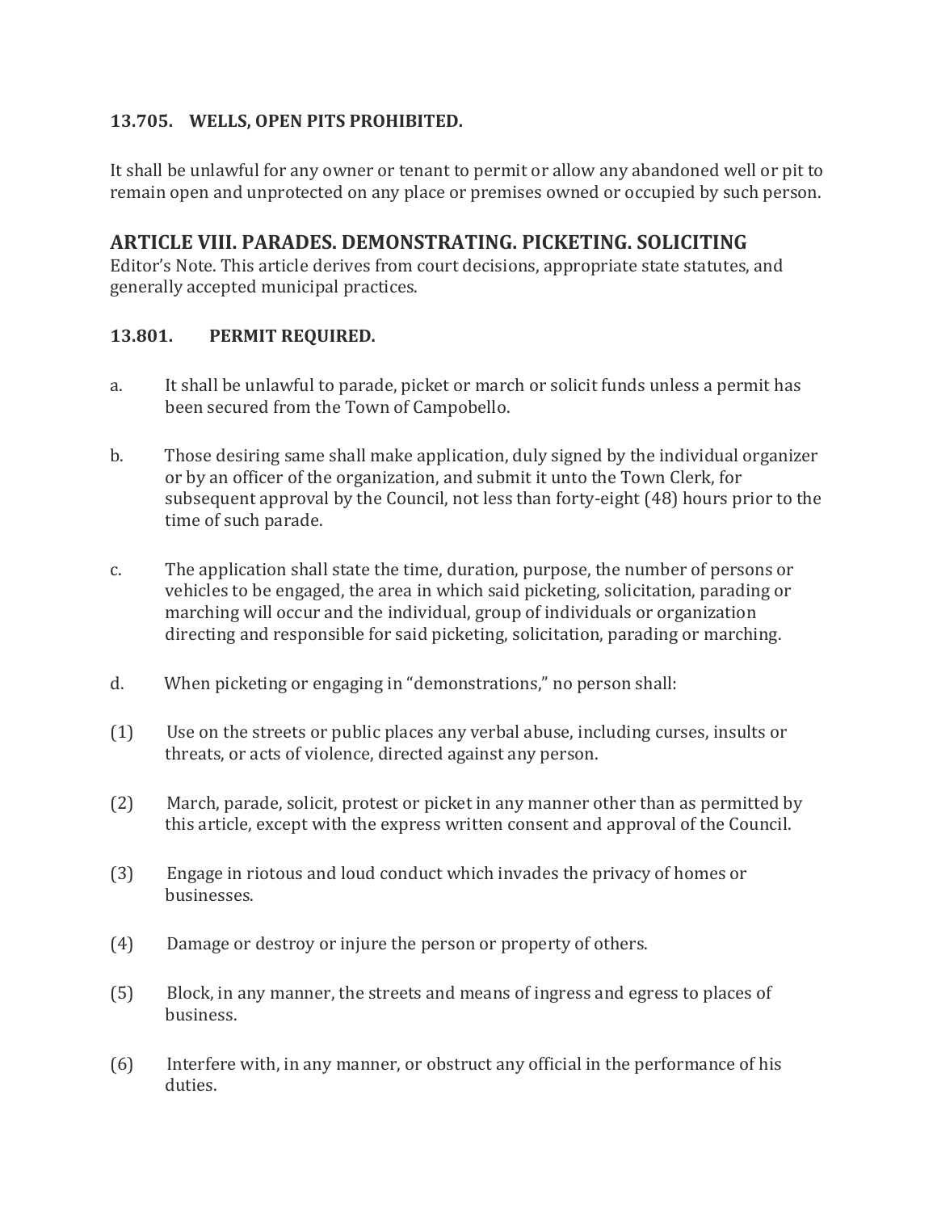### 13.705. WELLS, OPEN PITS PROHIBITED.

It shall be unlawful for any owner or tenant to permit or allow any abandoned well or pit to remain open and unprotected on any place or premises owned or occupied by such person.

## ARTICLE VIII. PARADES. DEMONSTRATING. PICKETING. SOLICITING

Editor's Note. This article derives from court decisions, appropriate state statutes, and generally accepted municipal practices.

### 13.801. PERMIT REQUIRED.

a. It shall be unlawful to parade, picket or march or solicit funds unless a permit has been secured from the Town of Campobello.

b. Those desiring same shall make application, duly signed by the individual organizer or by an officer of the organization, and submit it unto the Town Clerk, for subsequent approval by the Council, not less than forty-eight (48) hours prior to the time of such parade.

c. The application shall state the time, duration, purpose, the number of persons or vehicles to be engaged, the area in which said picketing, solicitation, parading or marching will occur and the individual, group of individuals or organization directing and responsible for said picketing, solicitation, parading or marching.

d. When picketing or engaging in "demonstrations," no person shall:

(1) Use on the streets or public places any verbal abuse, including curses, insults or threats, or acts of violence, directed against any person.

(2) March, parade, solicit, protest or picket in any manner other than as permitted by this article, except with the express written consent and approval of the Council.

(3) Engage in riotous and loud conduct which invades the privacy of homes or businesses.

(4) Damage or destroy or injure the person or property of others.

(5) Block, in any manner, the streets and means of ingress and egress to places of business.

(6) Interfere with, in any manner, or obstruct any official in the performance of his duties.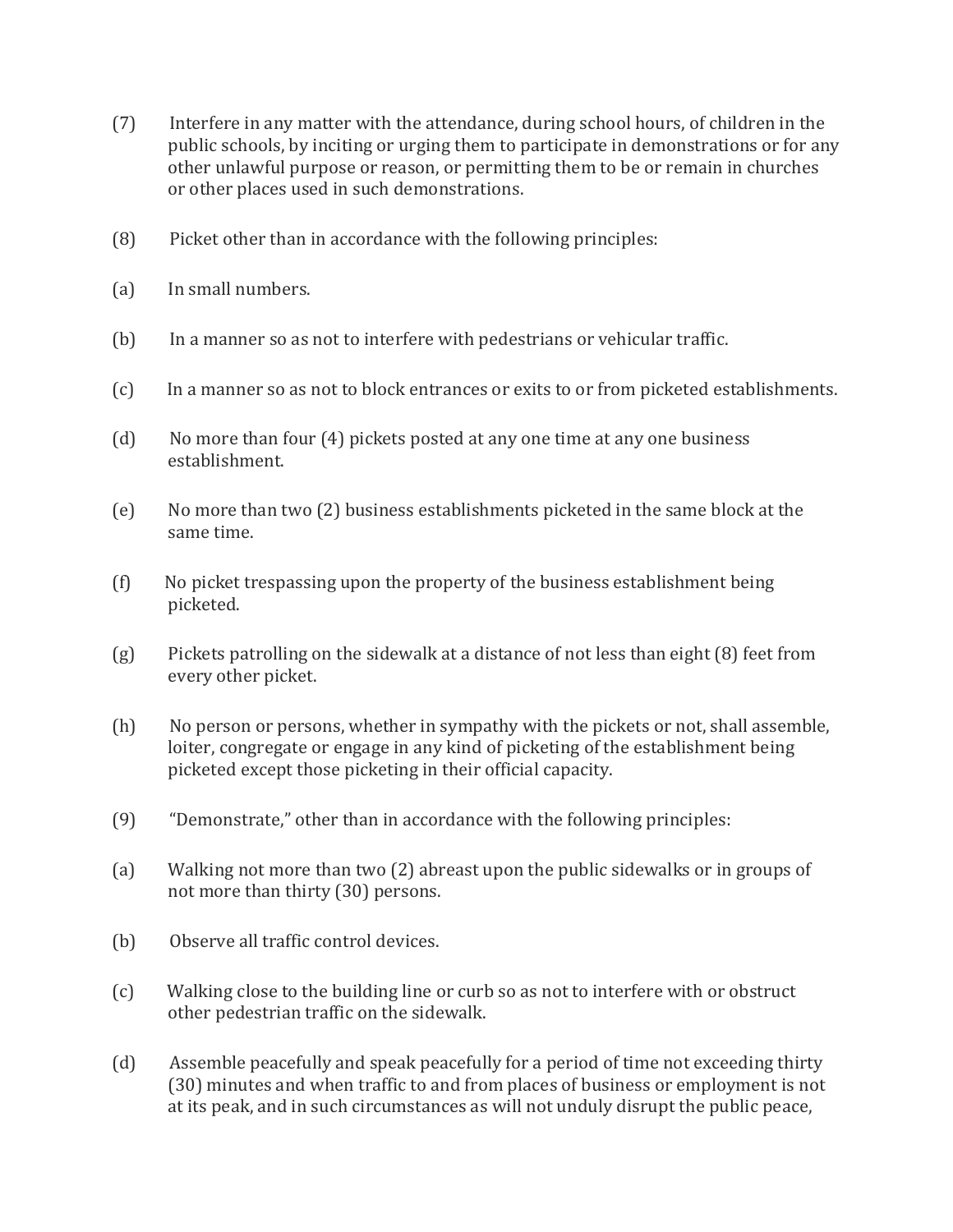(7) Interfere in any matter with the attendance, during school hours, of children in the public schools, by inciting or urging them to participate in demonstrations or for any other unlawful purpose or reason, or permitting them to be or remain in churches or other places used in such demonstrations.

(8) Picket other than in accordance with the following principles:

(a) In small numbers.

(b) In a manner so as not to interfere with pedestrians or vehicular traffic.

(c) In a manner so as not to block entrances or exits to or from picketed establishments.

(d) No more than four (4) pickets posted at any one time at any one business establishment.

(e) No more than two (2) business establishments picketed in the same block at the same time.

(f) No picket trespassing upon the property of the business establishment being picketed.

(g) Pickets patrolling on the sidewalk at a distance of not less than eight (8) feet from every other picket.

(h) No person or persons, whether in sympathy with the pickets or not, shall assemble, loiter, congregate or engage in any kind of picketing of the establishment being picketed except those picketing in their official capacity.

(9) "Demonstrate," other than in accordance with the following principles:

(a) Walking not more than two (2) abreast upon the public sidewalks or in groups of not more than thirty (30) persons.

(b) Observe all traffic control devices.

(c) Walking close to the building line or curb so as not to interfere with or obstruct other pedestrian traffic on the sidewalk.

(d) Assemble peacefully and speak peacefully for a period of time not exceeding thirty (30) minutes and when traffic to and from places of business or employment is not at its peak, and in such circumstances as will not unduly disrupt the public peace,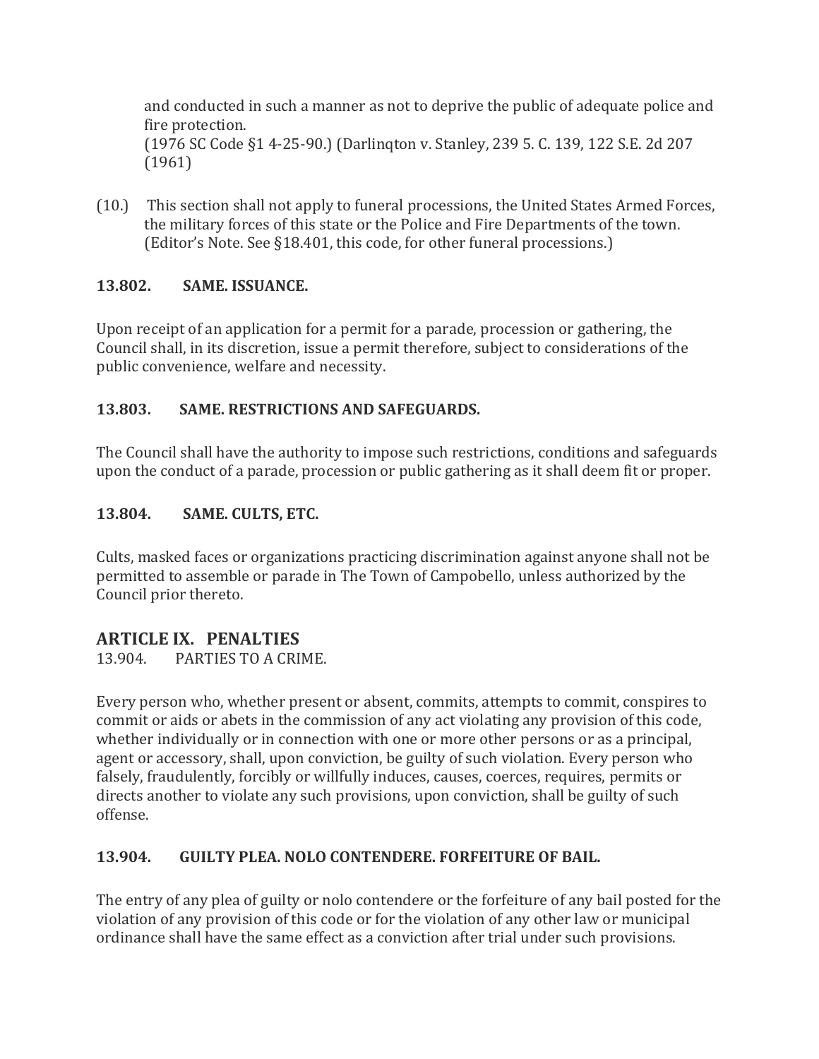and conducted in such a manner as not to deprive the public of adequate police and fire protection.
(1976 SC Code §1 4-25-90.) (Darlinqton v. Stanley, 239 5. C. 139, 122 S.E. 2d 207 (1961)

(10.) This section shall not apply to funeral processions, the United States Armed Forces, the military forces of this state or the Police and Fire Departments of the town. (Editor's Note. See §18.401, this code, for other funeral processions.)

**13.802. SAME. ISSUANCE.**

Upon receipt of an application for a permit for a parade, procession or gathering, the Council shall, in its discretion, issue a permit therefore, subject to considerations of the public convenience, welfare and necessity.

**13.803. SAME. RESTRICTIONS AND SAFEGUARDS.**

The Council shall have the authority to impose such restrictions, conditions and safeguards upon the conduct of a parade, procession or public gathering as it shall deem fit or proper.

**13.804. SAME. CULTS, ETC.**

Cults, masked faces or organizations practicing discrimination against anyone shall not be permitted to assemble or parade in The Town of Campobello, unless authorized by the Council prior thereto.

## ARTICLE IX. PENALTIES

13.904. PARTIES TO A CRIME.

Every person who, whether present or absent, commits, attempts to commit, conspires to commit or aids or abets in the commission of any act violating any provision of this code, whether individually or in connection with one or more other persons or as a principal, agent or accessory, shall, upon conviction, be guilty of such violation. Every person who falsely, fraudulently, forcibly or willfully induces, causes, coerces, requires, permits or directs another to violate any such provisions, upon conviction, shall be guilty of such offense.

**13.904. GUILTY PLEA. NOLO CONTENDERE. FORFEITURE OF BAIL.**

The entry of any plea of guilty or nolo contendere or the forfeiture of any bail posted for the violation of any provision of this code or for the violation of any other law or municipal ordinance shall have the same effect as a conviction after trial under such provisions.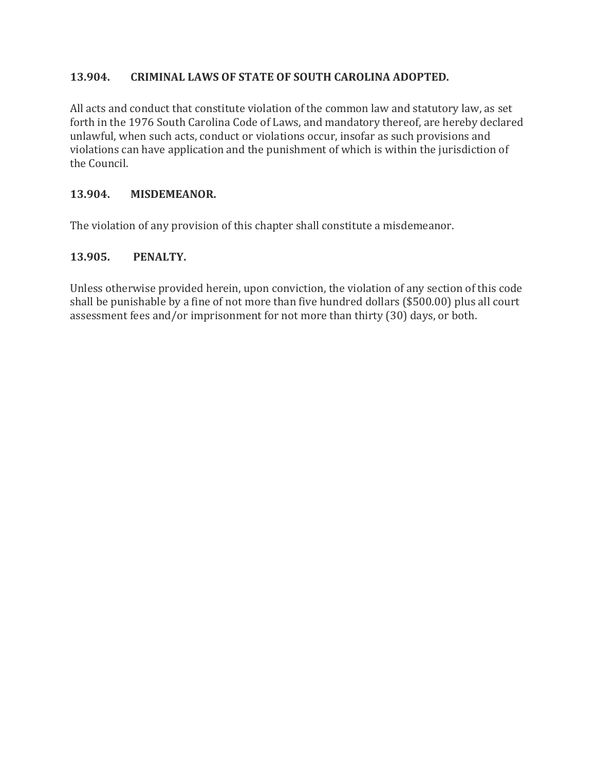**13.904. CRIMINAL LAWS OF STATE OF SOUTH CAROLINA ADOPTED.**

All acts and conduct that constitute violation of the common law and statutory law, as set forth in the 1976 South Carolina Code of Laws, and mandatory thereof, are hereby declared unlawful, when such acts, conduct or violations occur, insofar as such provisions and violations can have application and the punishment of which is within the jurisdiction of the Council.

**13.904. MISDEMEANOR.**

The violation of any provision of this chapter shall constitute a misdemeanor.

**13.905. PENALTY.**

Unless otherwise provided herein, upon conviction, the violation of any section of this code shall be punishable by a fine of not more than five hundred dollars ($500.00) plus all court assessment fees and/or imprisonment for not more than thirty (30) days, or both.